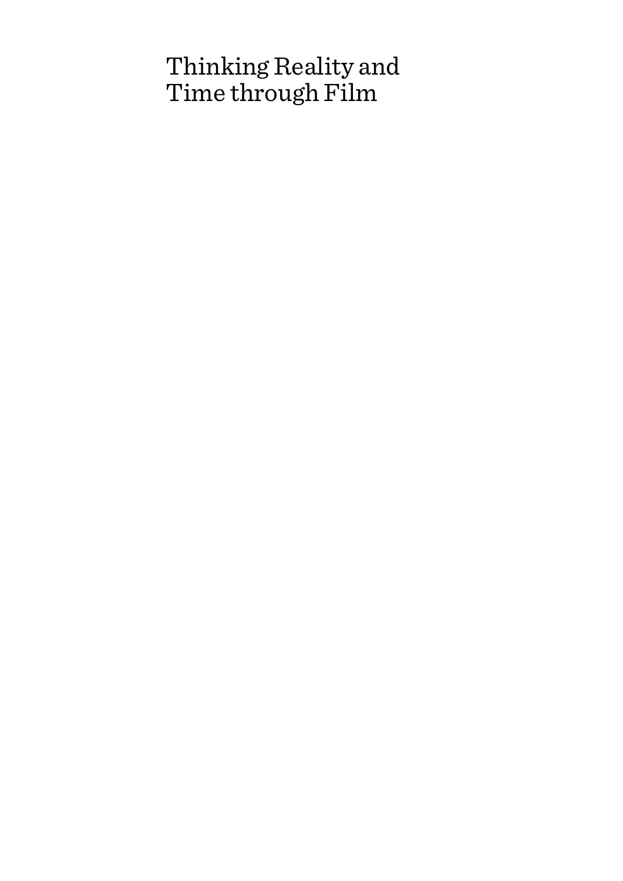# Thinking Reality and Time through Film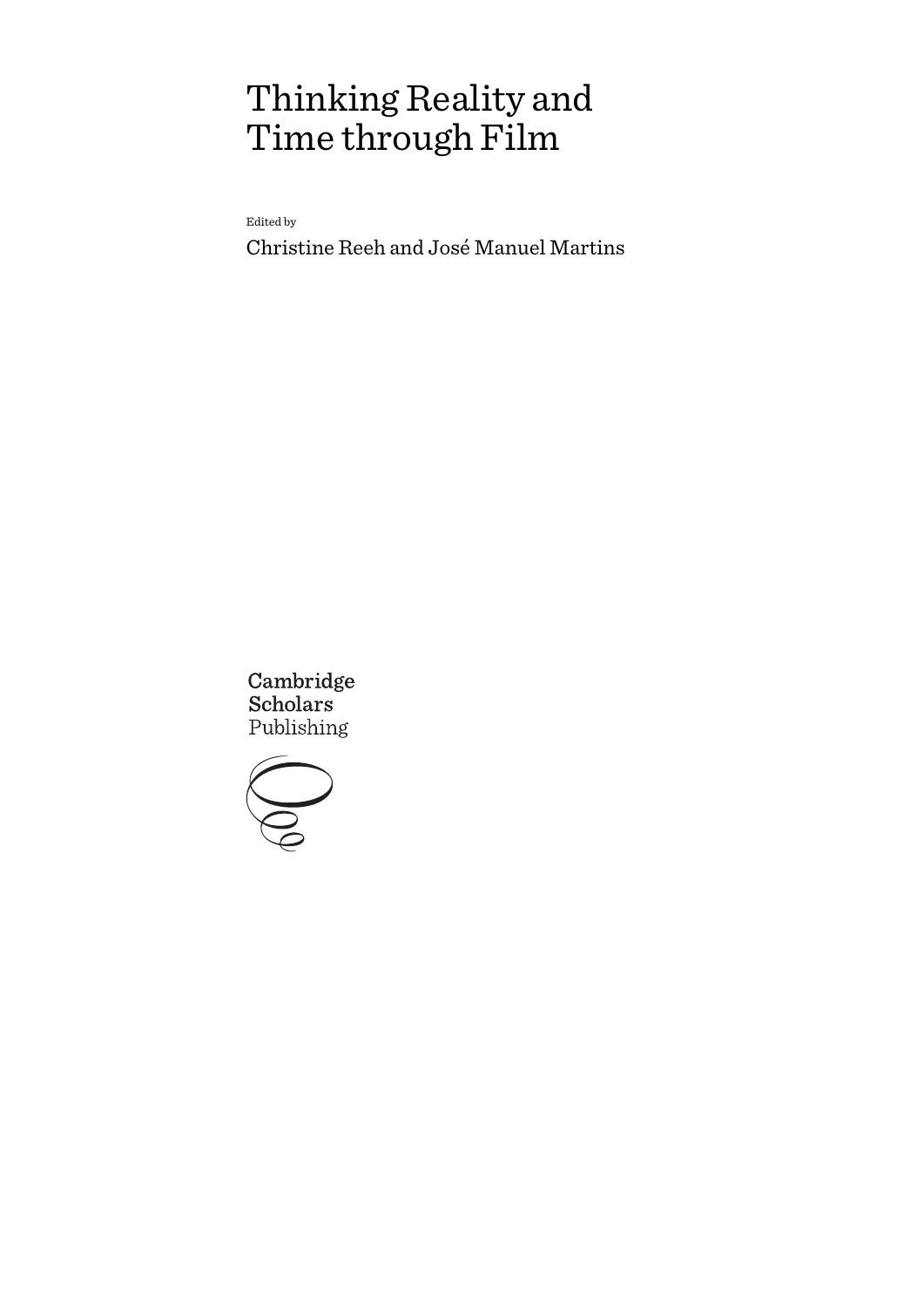# Thinking Reality and Time through Film

Edited by

Christine Reeh and José Manuel Martins

Cambridge Scholars Publishing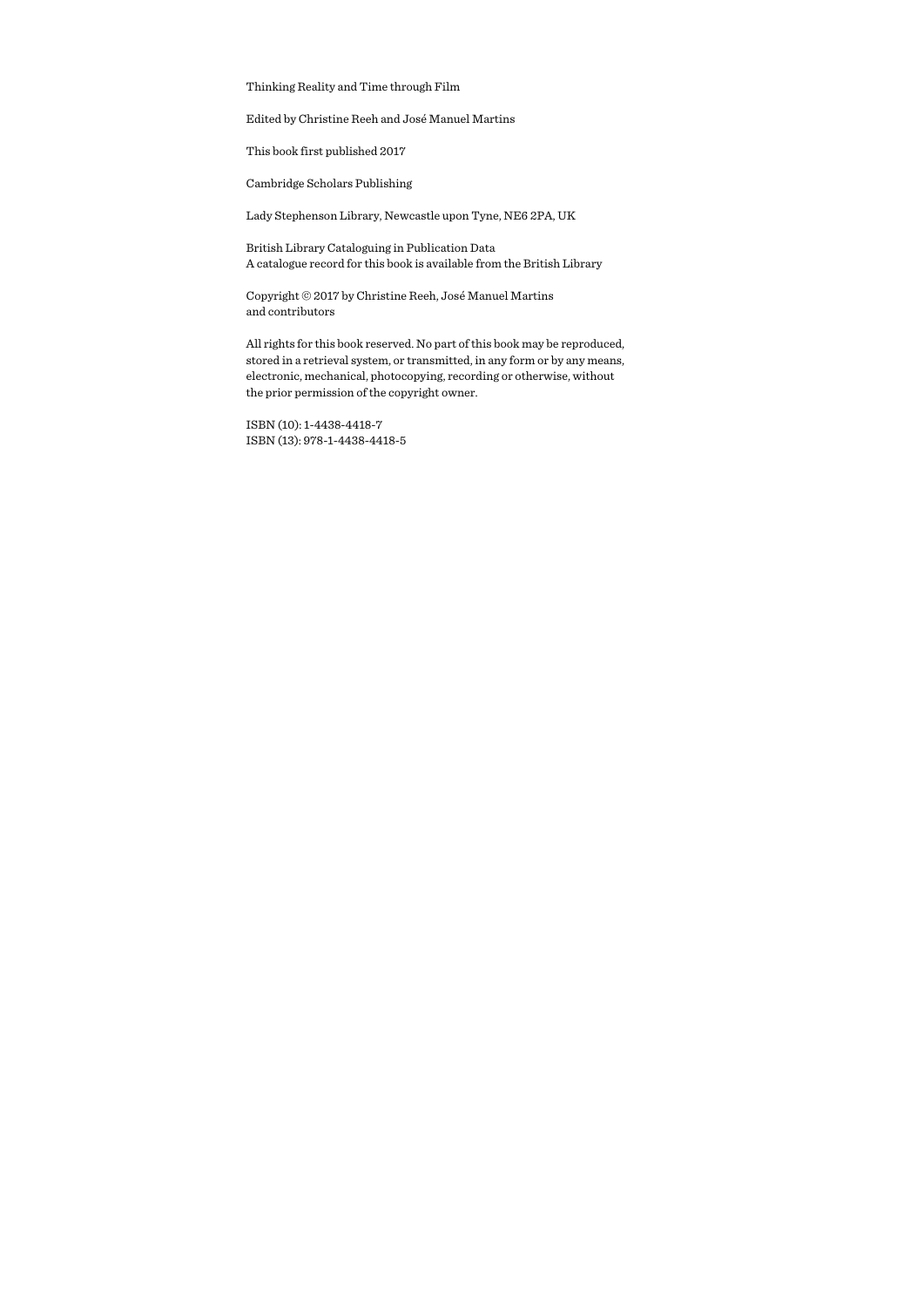Thinking Reality and Time through Film

Edited by Christine Reeh and José Manuel Martins

This book first published 2017

Cambridge Scholars Publishing

Lady Stephenson Library, Newcastle upon Tyne, NE6 2PA, UK

British Library Cataloguing in Publication Data
A catalogue record for this book is available from the British Library

Copyright © 2017 by Christine Reeh, José Manuel Martins
and contributors

All rights for this book reserved. No part of this book may be reproduced, stored in a retrieval system, or transmitted, in any form or by any means, electronic, mechanical, photocopying, recording or otherwise, without the prior permission of the copyright owner.

ISBN (10): 1-4438-4418-7
ISBN (13): 978-1-4438-4418-5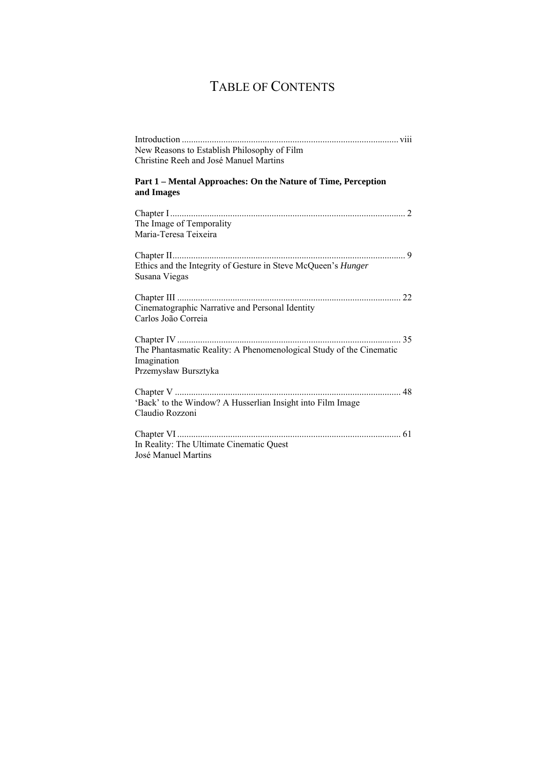# Table of Contents

Introduction ............................................................................................. viii
New Reasons to Establish Philosophy of Film
Christine Reeh and José Manuel Martins

**Part 1 – Mental Approaches: On the Nature of Time, Perception and Images**

Chapter I ..................................................................................................... 2
The Image of Temporality
Maria-Teresa Teixeira

Chapter II.................................................................................................... 9
Ethics and the Integrity of Gesture in Steve McQueen's *Hunger*
Susana Viegas

Chapter III ................................................................................................ 22
Cinematographic Narrative and Personal Identity
Carlos João Correia

Chapter IV ................................................................................................ 35
The Phantasmatic Reality: A Phenomenological Study of the Cinematic Imagination
Przemysław Bursztyka

Chapter V ................................................................................................. 48
'Back' to the Window? A Husserlian Insight into Film Image
Claudio Rozzoni

Chapter VI ................................................................................................ 61
In Reality: The Ultimate Cinematic Quest
José Manuel Martins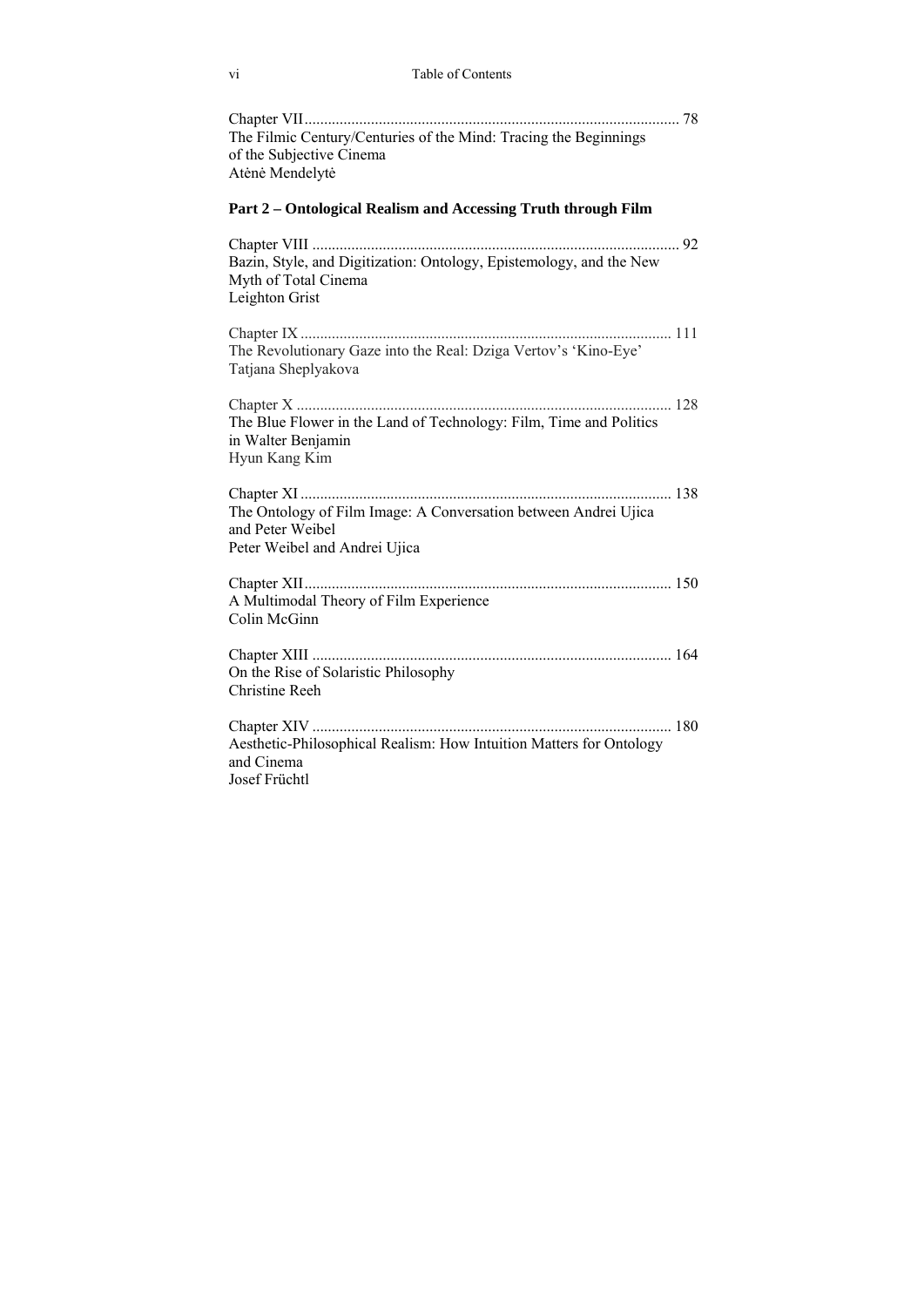Chapter VII ............................................................................................... 78
The Filmic Century/Centuries of the Mind: Tracing the Beginnings of the Subjective Cinema
Atėnė Mendelytė

**Part 2 – Ontological Realism and Accessing Truth through Film**

Chapter VIII ............................................................................................. 92
Bazin, Style, and Digitization: Ontology, Epistemology, and the New Myth of Total Cinema
Leighton Grist

Chapter IX .............................................................................................. 111
The Revolutionary Gaze into the Real: Dziga Vertov's 'Kino-Eye'
Tatjana Sheplyakova

Chapter X ............................................................................................... 128
The Blue Flower in the Land of Technology: Film, Time and Politics in Walter Benjamin
Hyun Kang Kim

Chapter XI .............................................................................................. 138
The Ontology of Film Image: A Conversation between Andrei Ujica and Peter Weibel
Peter Weibel and Andrei Ujica

Chapter XII ............................................................................................. 150
A Multimodal Theory of Film Experience
Colin McGinn

Chapter XIII ........................................................................................... 164
On the Rise of Solaristic Philosophy
Christine Reeh

Chapter XIV ........................................................................................... 180
Aesthetic-Philosophical Realism: How Intuition Matters for Ontology and Cinema
Josef Früchtl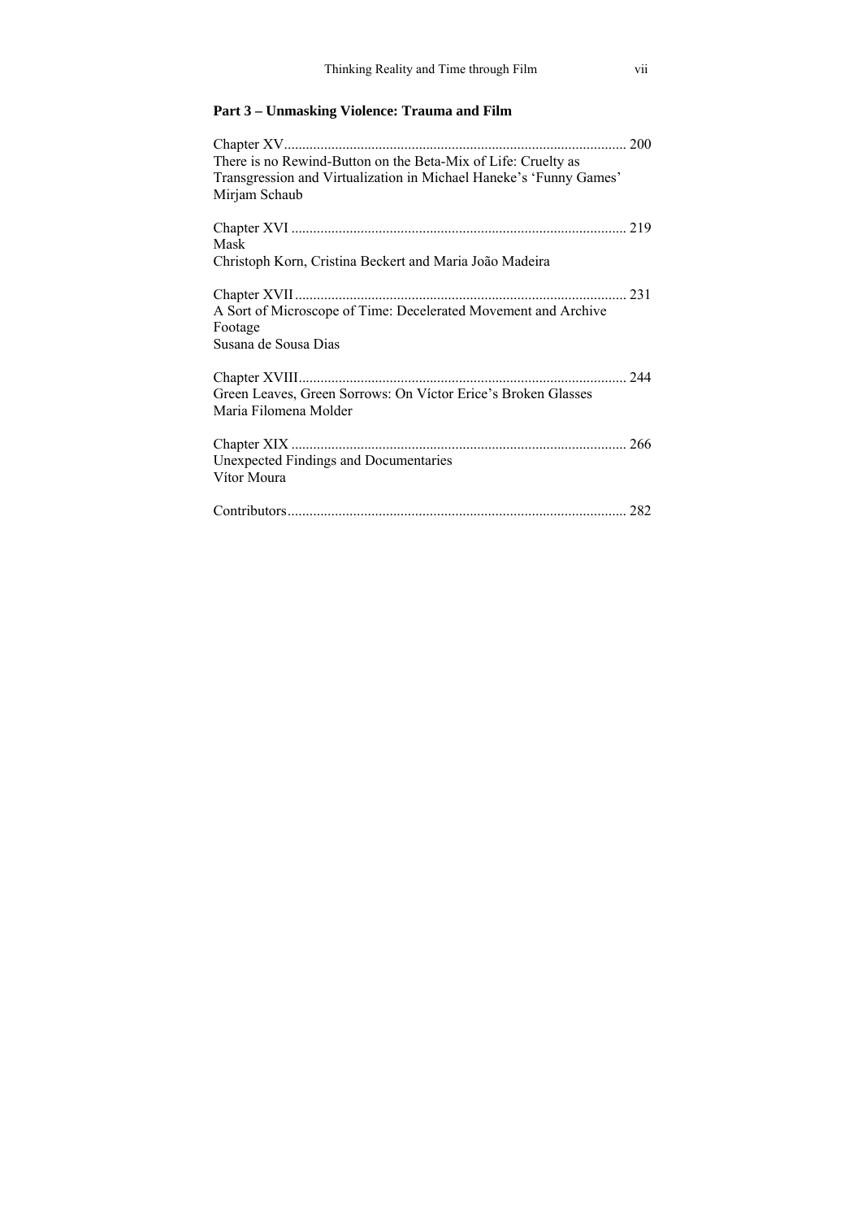**Part 3 – Unmasking Violence: Trauma and Film**

Chapter XV ........................................................................................... 200
There is no Rewind-Button on the Beta-Mix of Life: Cruelty as Transgression and Virtualization in Michael Haneke's 'Funny Games'
Mirjam Schaub

Chapter XVI .......................................................................................... 219
Mask
Christoph Korn, Cristina Beckert and Maria João Madeira

Chapter XVII ......................................................................................... 231
A Sort of Microscope of Time: Decelerated Movement and Archive Footage
Susana de Sousa Dias

Chapter XVIII ....................................................................................... 244
Green Leaves, Green Sorrows: On Víctor Erice's Broken Glasses
Maria Filomena Molder

Chapter XIX .......................................................................................... 266
Unexpected Findings and Documentaries
Vítor Moura

Contributors ........................................................................................... 282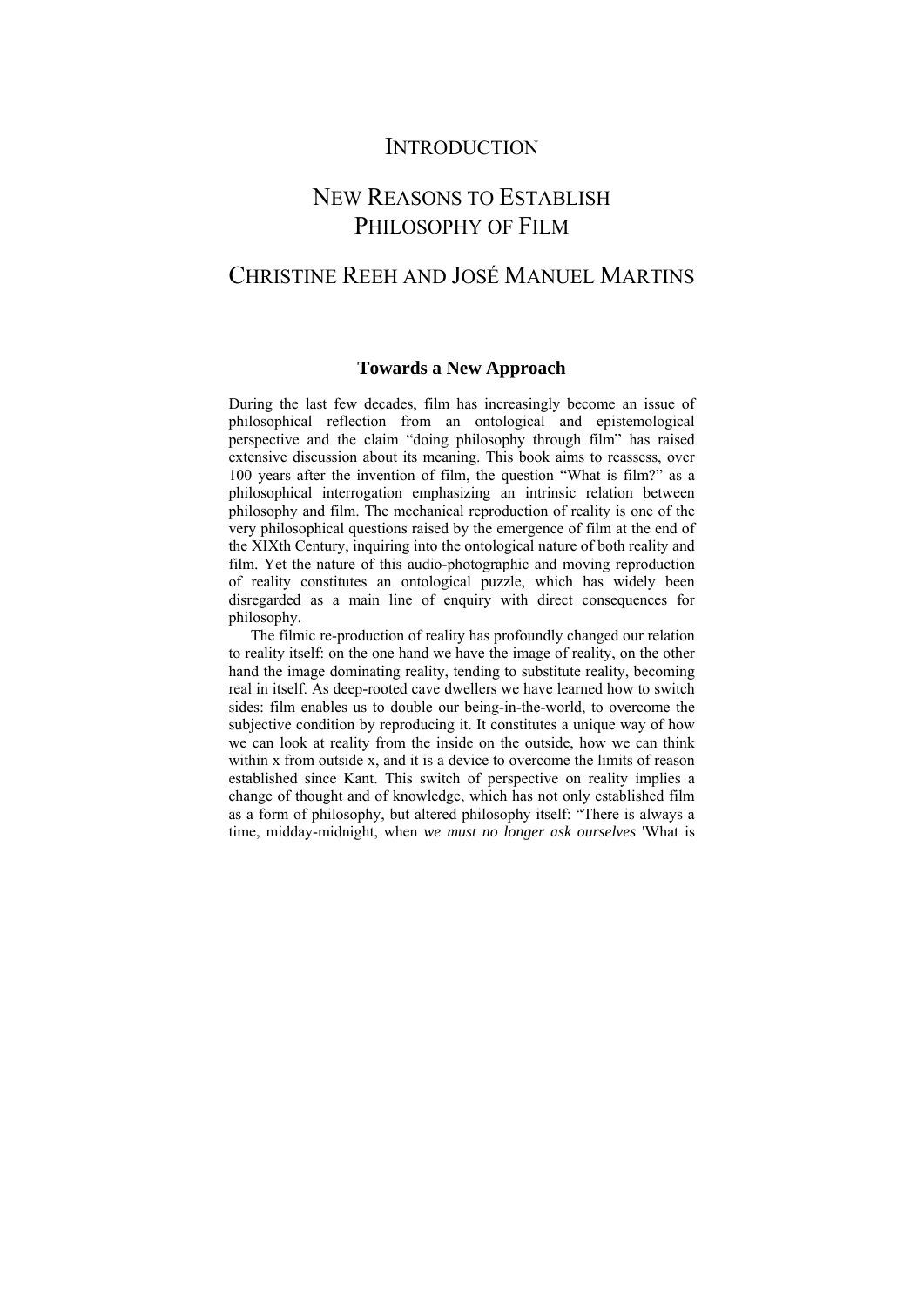# INTRODUCTION

# NEW REASONS TO ESTABLISH PHILOSOPHY OF FILM

## CHRISTINE REEH AND JOSÉ MANUEL MARTINS

### Towards a New Approach

During the last few decades, film has increasingly become an issue of philosophical reflection from an ontological and epistemological perspective and the claim "doing philosophy through film" has raised extensive discussion about its meaning. This book aims to reassess, over 100 years after the invention of film, the question "What is film?" as a philosophical interrogation emphasizing an intrinsic relation between philosophy and film. The mechanical reproduction of reality is one of the very philosophical questions raised by the emergence of film at the end of the XIXth Century, inquiring into the ontological nature of both reality and film. Yet the nature of this audio-photographic and moving reproduction of reality constitutes an ontological puzzle, which has widely been disregarded as a main line of enquiry with direct consequences for philosophy.

The filmic re-production of reality has profoundly changed our relation to reality itself: on the one hand we have the image of reality, on the other hand the image dominating reality, tending to substitute reality, becoming real in itself. As deep-rooted cave dwellers we have learned how to switch sides: film enables us to double our being-in-the-world, to overcome the subjective condition by reproducing it. It constitutes a unique way of how we can look at reality from the inside on the outside, how we can think within x from outside x, and it is a device to overcome the limits of reason established since Kant. This switch of perspective on reality implies a change of thought and of knowledge, which has not only established film as a form of philosophy, but altered philosophy itself: "There is always a time, midday-midnight, when *we must no longer ask ourselves* 'What is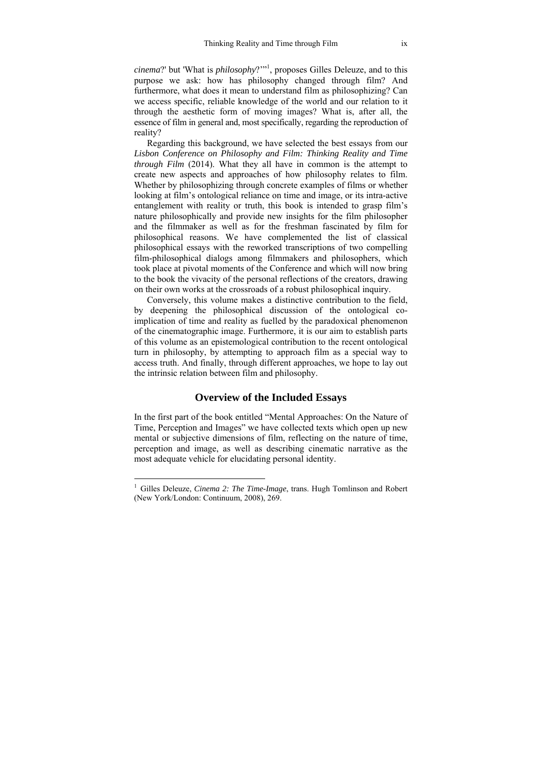*cinema*?' but 'What is *philosophy*?'"[1], proposes Gilles Deleuze, and to this purpose we ask: how has philosophy changed through film? And furthermore, what does it mean to understand film as philosophizing? Can we access specific, reliable knowledge of the world and our relation to it through the aesthetic form of moving images? What is, after all, the essence of film in general and, most specifically, regarding the reproduction of reality?

Regarding this background, we have selected the best essays from our *Lisbon Conference on Philosophy and Film: Thinking Reality and Time through Film* (2014). What they all have in common is the attempt to create new aspects and approaches of how philosophy relates to film. Whether by philosophizing through concrete examples of films or whether looking at film's ontological reliance on time and image, or its intra-active entanglement with reality or truth, this book is intended to grasp film's nature philosophically and provide new insights for the film philosopher and the filmmaker as well as for the freshman fascinated by film for philosophical reasons. We have complemented the list of classical philosophical essays with the reworked transcriptions of two compelling film-philosophical dialogs among filmmakers and philosophers, which took place at pivotal moments of the Conference and which will now bring to the book the vivacity of the personal reflections of the creators, drawing on their own works at the crossroads of a robust philosophical inquiry.

Conversely, this volume makes a distinctive contribution to the field, by deepening the philosophical discussion of the ontological co-implication of time and reality as fuelled by the paradoxical phenomenon of the cinematographic image. Furthermore, it is our aim to establish parts of this volume as an epistemological contribution to the recent ontological turn in philosophy, by attempting to approach film as a special way to access truth. And finally, through different approaches, we hope to lay out the intrinsic relation between film and philosophy.

## Overview of the Included Essays

In the first part of the book entitled "Mental Approaches: On the Nature of Time, Perception and Images" we have collected texts which open up new mental or subjective dimensions of film, reflecting on the nature of time, perception and image, as well as describing cinematic narrative as the most adequate vehicle for elucidating personal identity.

---

[1] Gilles Deleuze, *Cinema 2: The Time-Image*, trans. Hugh Tomlinson and Robert (New York/London: Continuum, 2008), 269.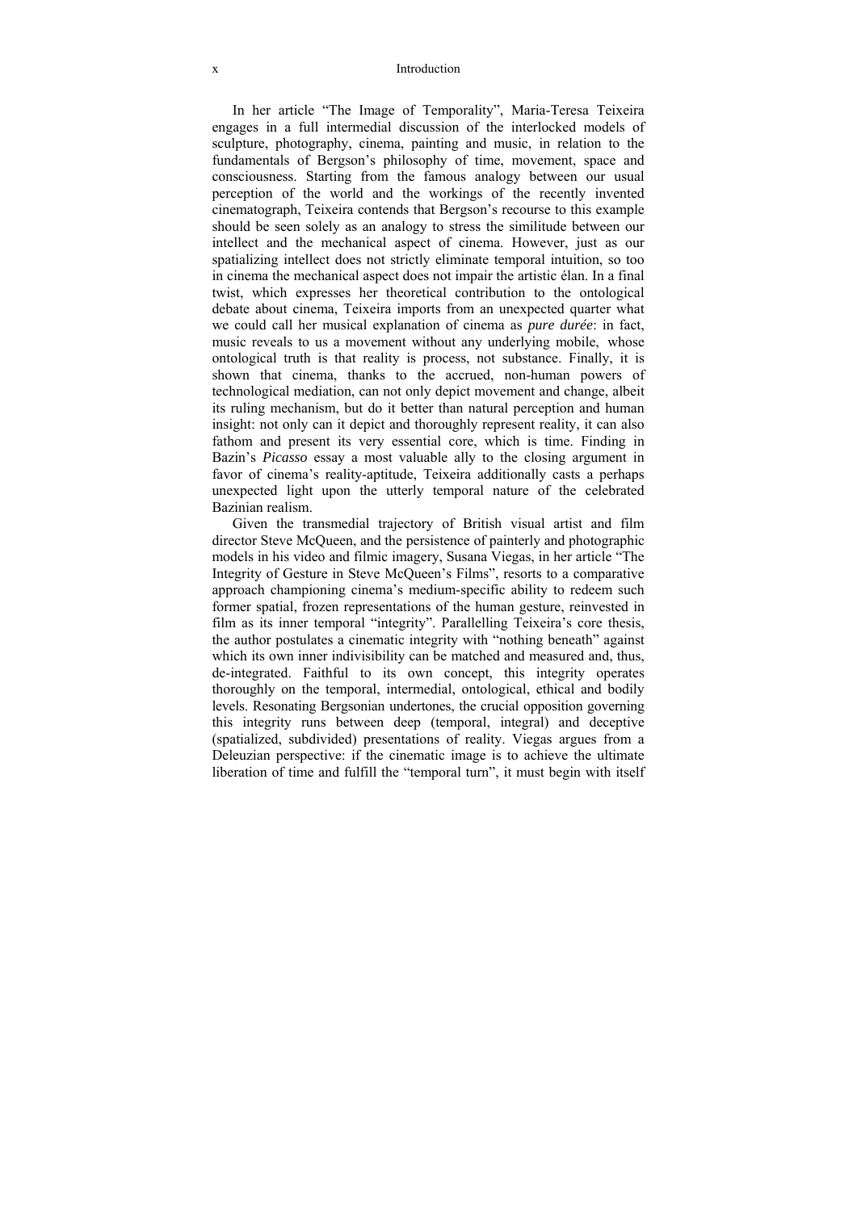In her article "The Image of Temporality", Maria-Teresa Teixeira engages in a full intermedial discussion of the interlocked models of sculpture, photography, cinema, painting and music, in relation to the fundamentals of Bergson's philosophy of time, movement, space and consciousness. Starting from the famous analogy between our usual perception of the world and the workings of the recently invented cinematograph, Teixeira contends that Bergson's recourse to this example should be seen solely as an analogy to stress the similitude between our intellect and the mechanical aspect of cinema. However, just as our spatializing intellect does not strictly eliminate temporal intuition, so too in cinema the mechanical aspect does not impair the artistic élan. In a final twist, which expresses her theoretical contribution to the ontological debate about cinema, Teixeira imports from an unexpected quarter what we could call her musical explanation of cinema as *pure durée*: in fact, music reveals to us a movement without any underlying mobile, whose ontological truth is that reality is process, not substance. Finally, it is shown that cinema, thanks to the accrued, non-human powers of technological mediation, can not only depict movement and change, albeit its ruling mechanism, but do it better than natural perception and human insight: not only can it depict and thoroughly represent reality, it can also fathom and present its very essential core, which is time. Finding in Bazin's *Picasso* essay a most valuable ally to the closing argument in favor of cinema's reality-aptitude, Teixeira additionally casts a perhaps unexpected light upon the utterly temporal nature of the celebrated Bazinian realism.

Given the transmedial trajectory of British visual artist and film director Steve McQueen, and the persistence of painterly and photographic models in his video and filmic imagery, Susana Viegas, in her article "The Integrity of Gesture in Steve McQueen's Films", resorts to a comparative approach championing cinema's medium-specific ability to redeem such former spatial, frozen representations of the human gesture, reinvested in film as its inner temporal "integrity". Parallelling Teixeira's core thesis, the author postulates a cinematic integrity with "nothing beneath" against which its own inner indivisibility can be matched and measured and, thus, de-integrated. Faithful to its own concept, this integrity operates thoroughly on the temporal, intermedial, ontological, ethical and bodily levels. Resonating Bergsonian undertones, the crucial opposition governing this integrity runs between deep (temporal, integral) and deceptive (spatialized, subdivided) presentations of reality. Viegas argues from a Deleuzian perspective: if the cinematic image is to achieve the ultimate liberation of time and fulfill the "temporal turn", it must begin with itself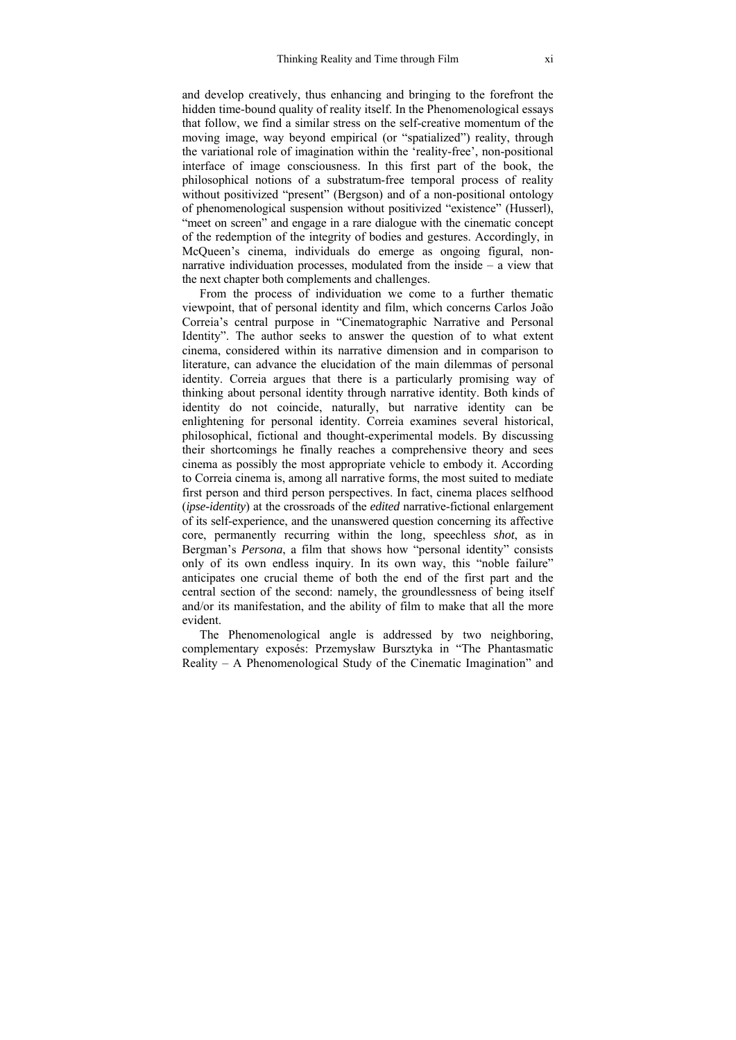and develop creatively, thus enhancing and bringing to the forefront the hidden time-bound quality of reality itself. In the Phenomenological essays that follow, we find a similar stress on the self-creative momentum of the moving image, way beyond empirical (or "spatialized") reality, through the variational role of imagination within the 'reality-free', non-positional interface of image consciousness. In this first part of the book, the philosophical notions of a substratum-free temporal process of reality without positivized "present" (Bergson) and of a non-positional ontology of phenomenological suspension without positivized "existence" (Husserl), "meet on screen" and engage in a rare dialogue with the cinematic concept of the redemption of the integrity of bodies and gestures. Accordingly, in McQueen's cinema, individuals do emerge as ongoing figural, non-narrative individuation processes, modulated from the inside – a view that the next chapter both complements and challenges.

From the process of individuation we come to a further thematic viewpoint, that of personal identity and film, which concerns Carlos João Correia's central purpose in "Cinematographic Narrative and Personal Identity". The author seeks to answer the question of to what extent cinema, considered within its narrative dimension and in comparison to literature, can advance the elucidation of the main dilemmas of personal identity. Correia argues that there is a particularly promising way of thinking about personal identity through narrative identity. Both kinds of identity do not coincide, naturally, but narrative identity can be enlightening for personal identity. Correia examines several historical, philosophical, fictional and thought-experimental models. By discussing their shortcomings he finally reaches a comprehensive theory and sees cinema as possibly the most appropriate vehicle to embody it. According to Correia cinema is, among all narrative forms, the most suited to mediate first person and third person perspectives. In fact, cinema places selfhood (*ipse-identity*) at the crossroads of the *edited* narrative-fictional enlargement of its self-experience, and the unanswered question concerning its affective core, permanently recurring within the long, speechless *shot*, as in Bergman's *Persona*, a film that shows how "personal identity" consists only of its own endless inquiry. In its own way, this "noble failure" anticipates one crucial theme of both the end of the first part and the central section of the second: namely, the groundlessness of being itself and/or its manifestation, and the ability of film to make that all the more evident.

The Phenomenological angle is addressed by two neighboring, complementary exposés: Przemysław Bursztyka in "The Phantasmatic Reality – A Phenomenological Study of the Cinematic Imagination" and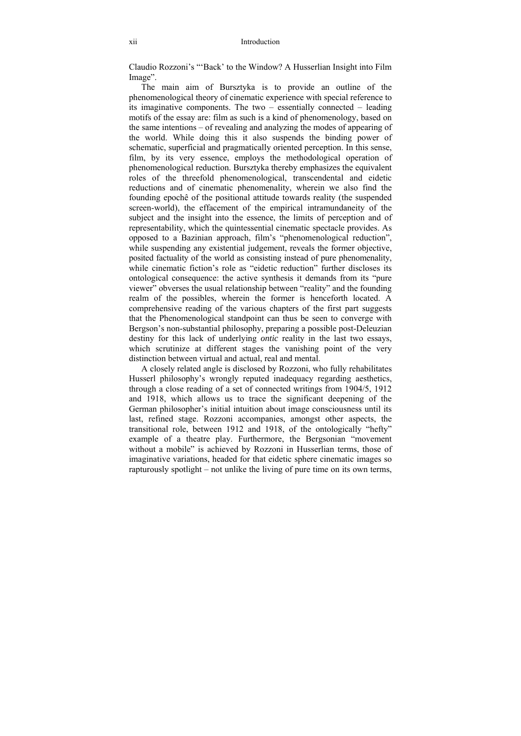Claudio Rozzoni's "'Back' to the Window? A Husserlian Insight into Film Image".

The main aim of Bursztyka is to provide an outline of the phenomenological theory of cinematic experience with special reference to its imaginative components. The two – essentially connected – leading motifs of the essay are: film as such is a kind of phenomenology, based on the same intentions – of revealing and analyzing the modes of appearing of the world. While doing this it also suspends the binding power of schematic, superficial and pragmatically oriented perception. In this sense, film, by its very essence, employs the methodological operation of phenomenological reduction. Bursztyka thereby emphasizes the equivalent roles of the threefold phenomenological, transcendental and eidetic reductions and of cinematic phenomenality, wherein we also find the founding epochê of the positional attitude towards reality (the suspended screen-world), the effacement of the empirical intramundaneity of the subject and the insight into the essence, the limits of perception and of representability, which the quintessential cinematic spectacle provides. As opposed to a Bazinian approach, film's "phenomenological reduction", while suspending any existential judgement, reveals the former objective, posited factuality of the world as consisting instead of pure phenomenality, while cinematic fiction's role as "eidetic reduction" further discloses its ontological consequence: the active synthesis it demands from its "pure viewer" obverses the usual relationship between "reality" and the founding realm of the possibles, wherein the former is henceforth located. A comprehensive reading of the various chapters of the first part suggests that the Phenomenological standpoint can thus be seen to converge with Bergson's non-substantial philosophy, preparing a possible post-Deleuzian destiny for this lack of underlying *ontic* reality in the last two essays, which scrutinize at different stages the vanishing point of the very distinction between virtual and actual, real and mental.

A closely related angle is disclosed by Rozzoni, who fully rehabilitates Husserl philosophy's wrongly reputed inadequacy regarding aesthetics, through a close reading of a set of connected writings from 1904/5, 1912 and 1918, which allows us to trace the significant deepening of the German philosopher's initial intuition about image consciousness until its last, refined stage. Rozzoni accompanies, amongst other aspects, the transitional role, between 1912 and 1918, of the ontologically "hefty" example of a theatre play. Furthermore, the Bergsonian "movement without a mobile" is achieved by Rozzoni in Husserlian terms, those of imaginative variations, headed for that eidetic sphere cinematic images so rapturously spotlight – not unlike the living of pure time on its own terms,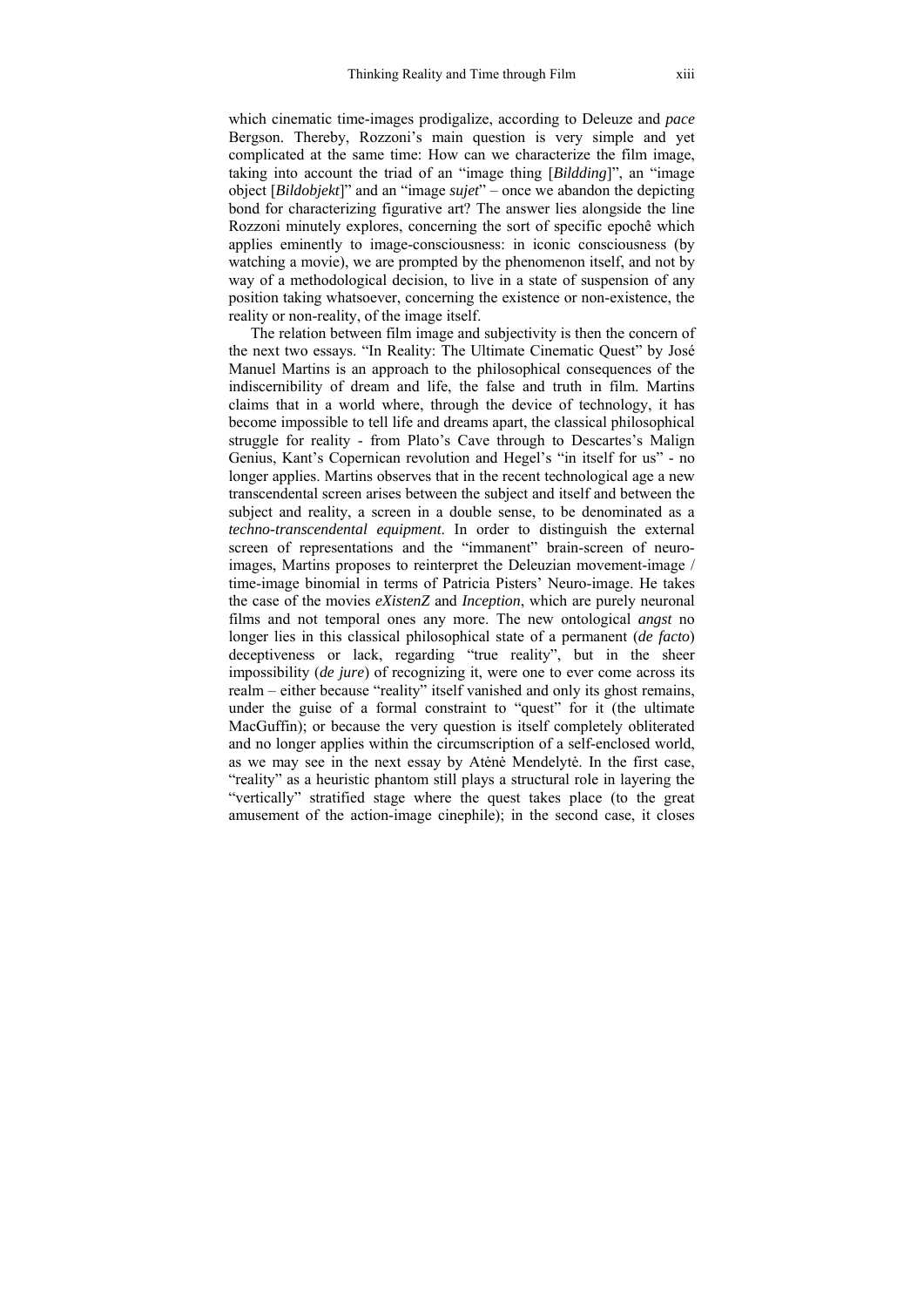which cinematic time-images prodigalize, according to Deleuze and *pace* Bergson. Thereby, Rozzoni's main question is very simple and yet complicated at the same time: How can we characterize the film image, taking into account the triad of an "image thing [*Bildding*]", an "image object [*Bildobjekt*]" and an "image *sujet*" – once we abandon the depicting bond for characterizing figurative art? The answer lies alongside the line Rozzoni minutely explores, concerning the sort of specific epochê which applies eminently to image-consciousness: in iconic consciousness (by watching a movie), we are prompted by the phenomenon itself, and not by way of a methodological decision, to live in a state of suspension of any position taking whatsoever, concerning the existence or non-existence, the reality or non-reality, of the image itself.

The relation between film image and subjectivity is then the concern of the next two essays. "In Reality: The Ultimate Cinematic Quest" by José Manuel Martins is an approach to the philosophical consequences of the indiscernibility of dream and life, the false and truth in film. Martins claims that in a world where, through the device of technology, it has become impossible to tell life and dreams apart, the classical philosophical struggle for reality - from Plato's Cave through to Descartes's Malign Genius, Kant's Copernican revolution and Hegel's "in itself for us" - no longer applies. Martins observes that in the recent technological age a new transcendental screen arises between the subject and itself and between the subject and reality, a screen in a double sense, to be denominated as a *techno-transcendental equipment*. In order to distinguish the external screen of representations and the "immanent" brain-screen of neuro-images, Martins proposes to reinterpret the Deleuzian movement-image / time-image binomial in terms of Patricia Pisters' Neuro-image. He takes the case of the movies *eXistenZ* and *Inception*, which are purely neuronal films and not temporal ones any more. The new ontological *angst* no longer lies in this classical philosophical state of a permanent (*de facto*) deceptiveness or lack, regarding "true reality", but in the sheer impossibility (*de jure*) of recognizing it, were one to ever come across its realm – either because "reality" itself vanished and only its ghost remains, under the guise of a formal constraint to "quest" for it (the ultimate MacGuffin); or because the very question is itself completely obliterated and no longer applies within the circumscription of a self-enclosed world, as we may see in the next essay by Atėnė Mendelytė. In the first case, "reality" as a heuristic phantom still plays a structural role in layering the "vertically" stratified stage where the quest takes place (to the great amusement of the action-image cinephile); in the second case, it closes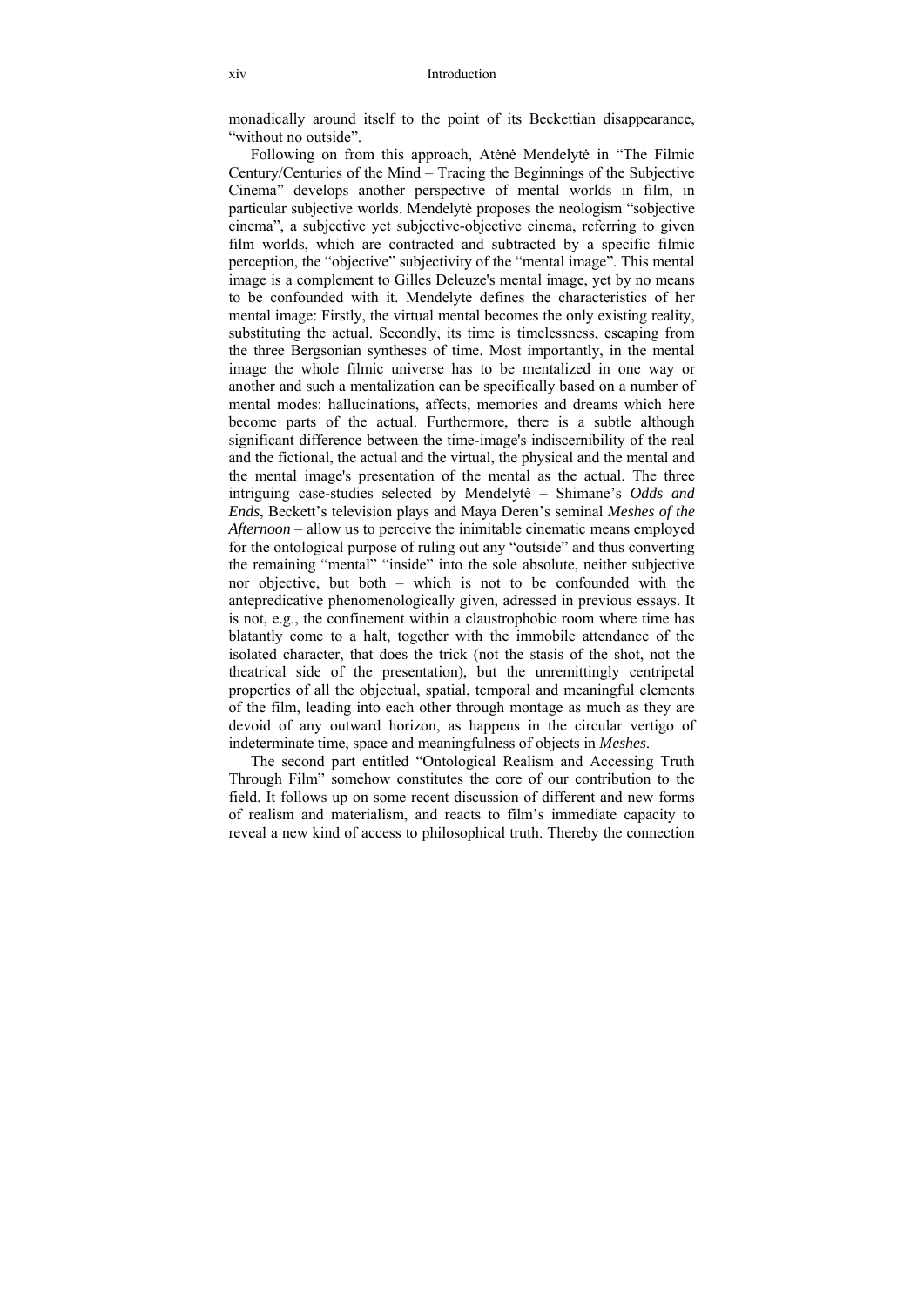monadically around itself to the point of its Beckettian disappearance, "without no outside".

Following on from this approach, Atėnė Mendelytė in "The Filmic Century/Centuries of the Mind – Tracing the Beginnings of the Subjective Cinema" develops another perspective of mental worlds in film, in particular subjective worlds. Mendelytė proposes the neologism "sobjective cinema", a subjective yet subjective-objective cinema, referring to given film worlds, which are contracted and subtracted by a specific filmic perception, the "objective" subjectivity of the "mental image". This mental image is a complement to Gilles Deleuze's mental image, yet by no means to be confounded with it. Mendelytė defines the characteristics of her mental image: Firstly, the virtual mental becomes the only existing reality, substituting the actual. Secondly, its time is timelessness, escaping from the three Bergsonian syntheses of time. Most importantly, in the mental image the whole filmic universe has to be mentalized in one way or another and such a mentalization can be specifically based on a number of mental modes: hallucinations, affects, memories and dreams which here become parts of the actual. Furthermore, there is a subtle although significant difference between the time-image's indiscernibility of the real and the fictional, the actual and the virtual, the physical and the mental and the mental image's presentation of the mental as the actual. The three intriguing case-studies selected by Mendelytė – Shimane's *Odds and Ends*, Beckett's television plays and Maya Deren's seminal *Meshes of the Afternoon* – allow us to perceive the inimitable cinematic means employed for the ontological purpose of ruling out any "outside" and thus converting the remaining "mental" "inside" into the sole absolute, neither subjective nor objective, but both – which is not to be confounded with the antepredicative phenomenologically given, adressed in previous essays. It is not, e.g., the confinement within a claustrophobic room where time has blatantly come to a halt, together with the immobile attendance of the isolated character, that does the trick (not the stasis of the shot, not the theatrical side of the presentation), but the unremittingly centripetal properties of all the objectual, spatial, temporal and meaningful elements of the film, leading into each other through montage as much as they are devoid of any outward horizon, as happens in the circular vertigo of indeterminate time, space and meaningfulness of objects in *Meshes*.

The second part entitled "Ontological Realism and Accessing Truth Through Film" somehow constitutes the core of our contribution to the field. It follows up on some recent discussion of different and new forms of realism and materialism, and reacts to film's immediate capacity to reveal a new kind of access to philosophical truth. Thereby the connection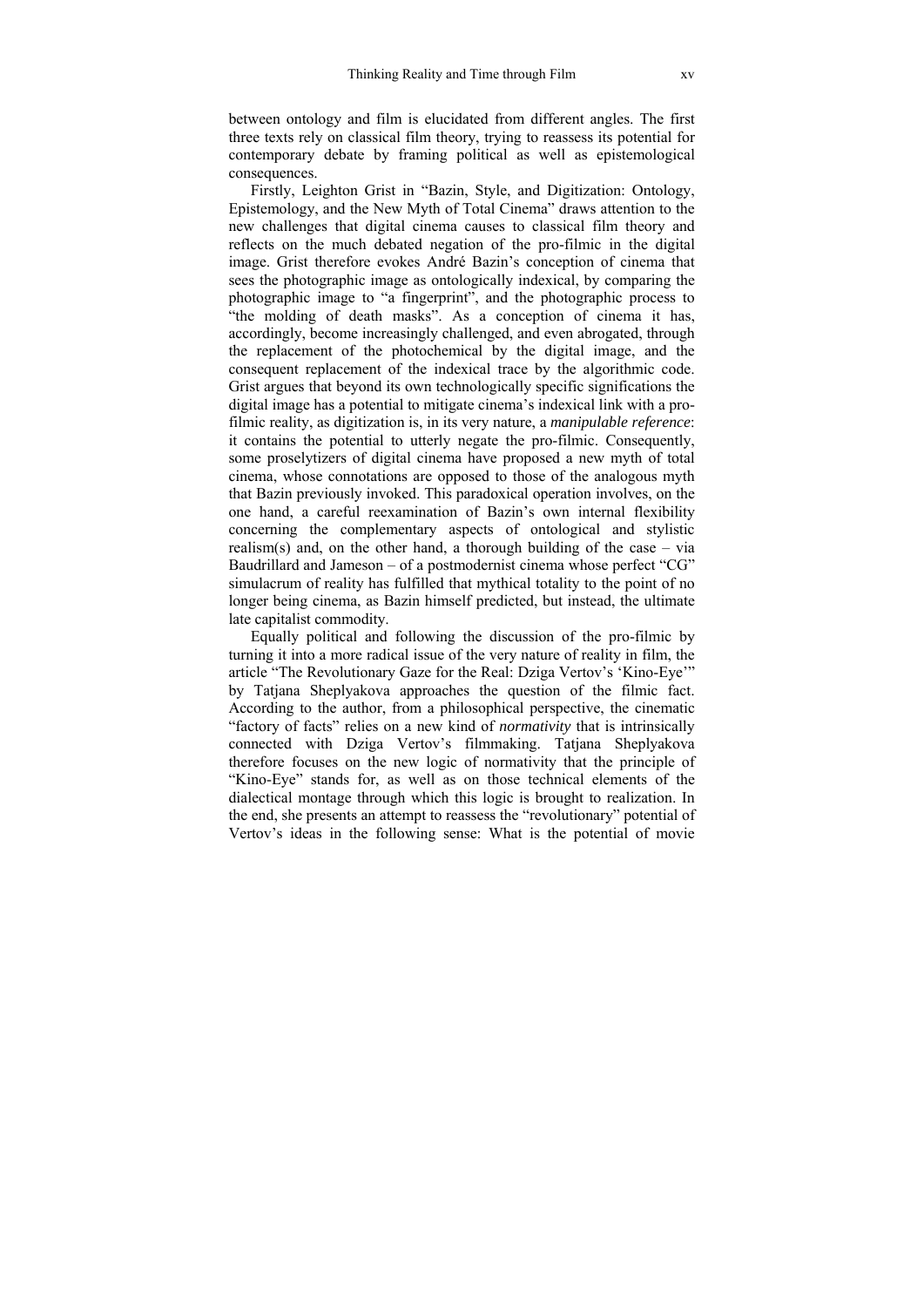between ontology and film is elucidated from different angles. The first three texts rely on classical film theory, trying to reassess its potential for contemporary debate by framing political as well as epistemological consequences.

Firstly, Leighton Grist in "Bazin, Style, and Digitization: Ontology, Epistemology, and the New Myth of Total Cinema" draws attention to the new challenges that digital cinema causes to classical film theory and reflects on the much debated negation of the pro-filmic in the digital image. Grist therefore evokes André Bazin's conception of cinema that sees the photographic image as ontologically indexical, by comparing the photographic image to "a fingerprint", and the photographic process to "the molding of death masks". As a conception of cinema it has, accordingly, become increasingly challenged, and even abrogated, through the replacement of the photochemical by the digital image, and the consequent replacement of the indexical trace by the algorithmic code. Grist argues that beyond its own technologically specific significations the digital image has a potential to mitigate cinema's indexical link with a pro-filmic reality, as digitization is, in its very nature, a *manipulable reference*: it contains the potential to utterly negate the pro-filmic. Consequently, some proselytizers of digital cinema have proposed a new myth of total cinema, whose connotations are opposed to those of the analogous myth that Bazin previously invoked. This paradoxical operation involves, on the one hand, a careful reexamination of Bazin's own internal flexibility concerning the complementary aspects of ontological and stylistic realism(s) and, on the other hand, a thorough building of the case – via Baudrillard and Jameson – of a postmodernist cinema whose perfect "CG" simulacrum of reality has fulfilled that mythical totality to the point of no longer being cinema, as Bazin himself predicted, but instead, the ultimate late capitalist commodity.

Equally political and following the discussion of the pro-filmic by turning it into a more radical issue of the very nature of reality in film, the article "The Revolutionary Gaze for the Real: Dziga Vertov's 'Kino-Eye'" by Tatjana Sheplyakova approaches the question of the filmic fact. According to the author, from a philosophical perspective, the cinematic "factory of facts" relies on a new kind of *normativity* that is intrinsically connected with Dziga Vertov's filmmaking. Tatjana Sheplyakova therefore focuses on the new logic of normativity that the principle of "Kino-Eye" stands for, as well as on those technical elements of the dialectical montage through which this logic is brought to realization. In the end, she presents an attempt to reassess the "revolutionary" potential of Vertov's ideas in the following sense: What is the potential of movie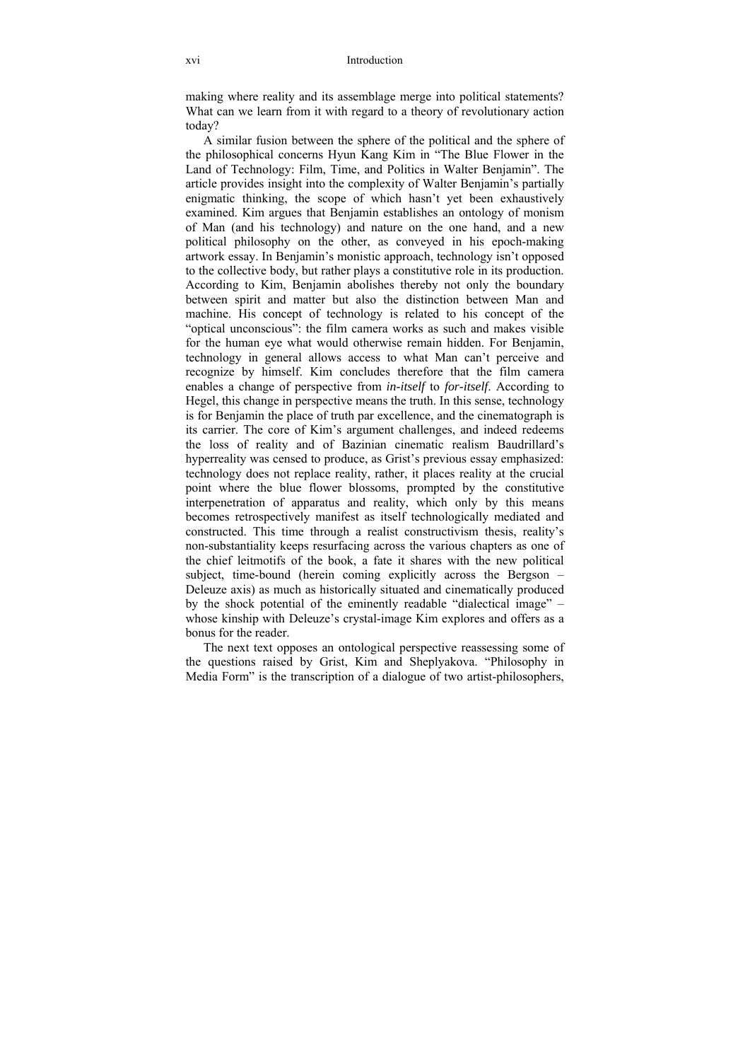making where reality and its assemblage merge into political statements? What can we learn from it with regard to a theory of revolutionary action today?

A similar fusion between the sphere of the political and the sphere of the philosophical concerns Hyun Kang Kim in "The Blue Flower in the Land of Technology: Film, Time, and Politics in Walter Benjamin". The article provides insight into the complexity of Walter Benjamin's partially enigmatic thinking, the scope of which hasn't yet been exhaustively examined. Kim argues that Benjamin establishes an ontology of monism of Man (and his technology) and nature on the one hand, and a new political philosophy on the other, as conveyed in his epoch-making artwork essay. In Benjamin's monistic approach, technology isn't opposed to the collective body, but rather plays a constitutive role in its production. According to Kim, Benjamin abolishes thereby not only the boundary between spirit and matter but also the distinction between Man and machine. His concept of technology is related to his concept of the "optical unconscious": the film camera works as such and makes visible for the human eye what would otherwise remain hidden. For Benjamin, technology in general allows access to what Man can't perceive and recognize by himself. Kim concludes therefore that the film camera enables a change of perspective from *in-itself* to *for-itself*. According to Hegel, this change in perspective means the truth. In this sense, technology is for Benjamin the place of truth par excellence, and the cinematograph is its carrier. The core of Kim's argument challenges, and indeed redeems the loss of reality and of Bazinian cinematic realism Baudrillard's hyperreality was censed to produce, as Grist's previous essay emphasized: technology does not replace reality, rather, it places reality at the crucial point where the blue flower blossoms, prompted by the constitutive interpenetration of apparatus and reality, which only by this means becomes retrospectively manifest as itself technologically mediated and constructed. This time through a realist constructivism thesis, reality's non-substantiality keeps resurfacing across the various chapters as one of the chief leitmotifs of the book, a fate it shares with the new political subject, time-bound (herein coming explicitly across the Bergson – Deleuze axis) as much as historically situated and cinematically produced by the shock potential of the eminently readable "dialectical image" – whose kinship with Deleuze's crystal-image Kim explores and offers as a bonus for the reader.

The next text opposes an ontological perspective reassessing some of the questions raised by Grist, Kim and Sheplyakova. "Philosophy in Media Form" is the transcription of a dialogue of two artist-philosophers,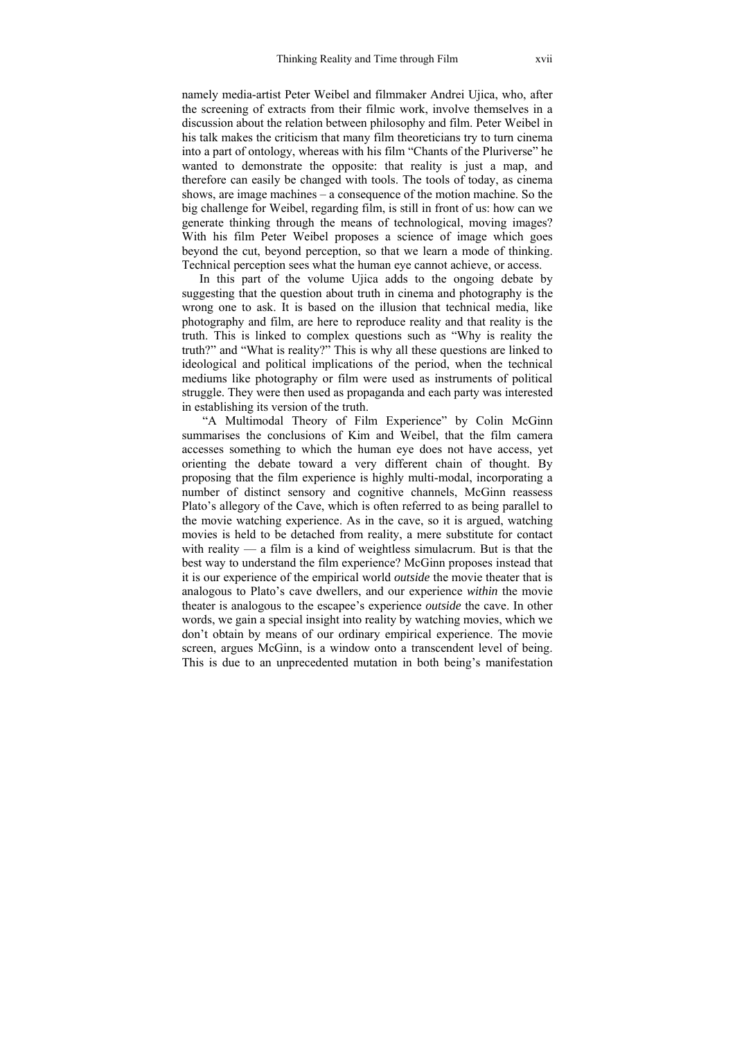namely media-artist Peter Weibel and filmmaker Andrei Ujica, who, after the screening of extracts from their filmic work, involve themselves in a discussion about the relation between philosophy and film. Peter Weibel in his talk makes the criticism that many film theoreticians try to turn cinema into a part of ontology, whereas with his film "Chants of the Pluriverse" he wanted to demonstrate the opposite: that reality is just a map, and therefore can easily be changed with tools. The tools of today, as cinema shows, are image machines – a consequence of the motion machine. So the big challenge for Weibel, regarding film, is still in front of us: how can we generate thinking through the means of technological, moving images? With his film Peter Weibel proposes a science of image which goes beyond the cut, beyond perception, so that we learn a mode of thinking. Technical perception sees what the human eye cannot achieve, or access.

In this part of the volume Ujica adds to the ongoing debate by suggesting that the question about truth in cinema and photography is the wrong one to ask. It is based on the illusion that technical media, like photography and film, are here to reproduce reality and that reality is the truth. This is linked to complex questions such as "Why is reality the truth?" and "What is reality?" This is why all these questions are linked to ideological and political implications of the period, when the technical mediums like photography or film were used as instruments of political struggle. They were then used as propaganda and each party was interested in establishing its version of the truth.

"A Multimodal Theory of Film Experience" by Colin McGinn summarises the conclusions of Kim and Weibel, that the film camera accesses something to which the human eye does not have access, yet orienting the debate toward a very different chain of thought. By proposing that the film experience is highly multi-modal, incorporating a number of distinct sensory and cognitive channels, McGinn reassess Plato's allegory of the Cave, which is often referred to as being parallel to the movie watching experience. As in the cave, so it is argued, watching movies is held to be detached from reality, a mere substitute for contact with reality — a film is a kind of weightless simulacrum. But is that the best way to understand the film experience? McGinn proposes instead that it is our experience of the empirical world *outside* the movie theater that is analogous to Plato's cave dwellers, and our experience *within* the movie theater is analogous to the escapee's experience *outside* the cave. In other words, we gain a special insight into reality by watching movies, which we don't obtain by means of our ordinary empirical experience. The movie screen, argues McGinn, is a window onto a transcendent level of being. This is due to an unprecedented mutation in both being's manifestation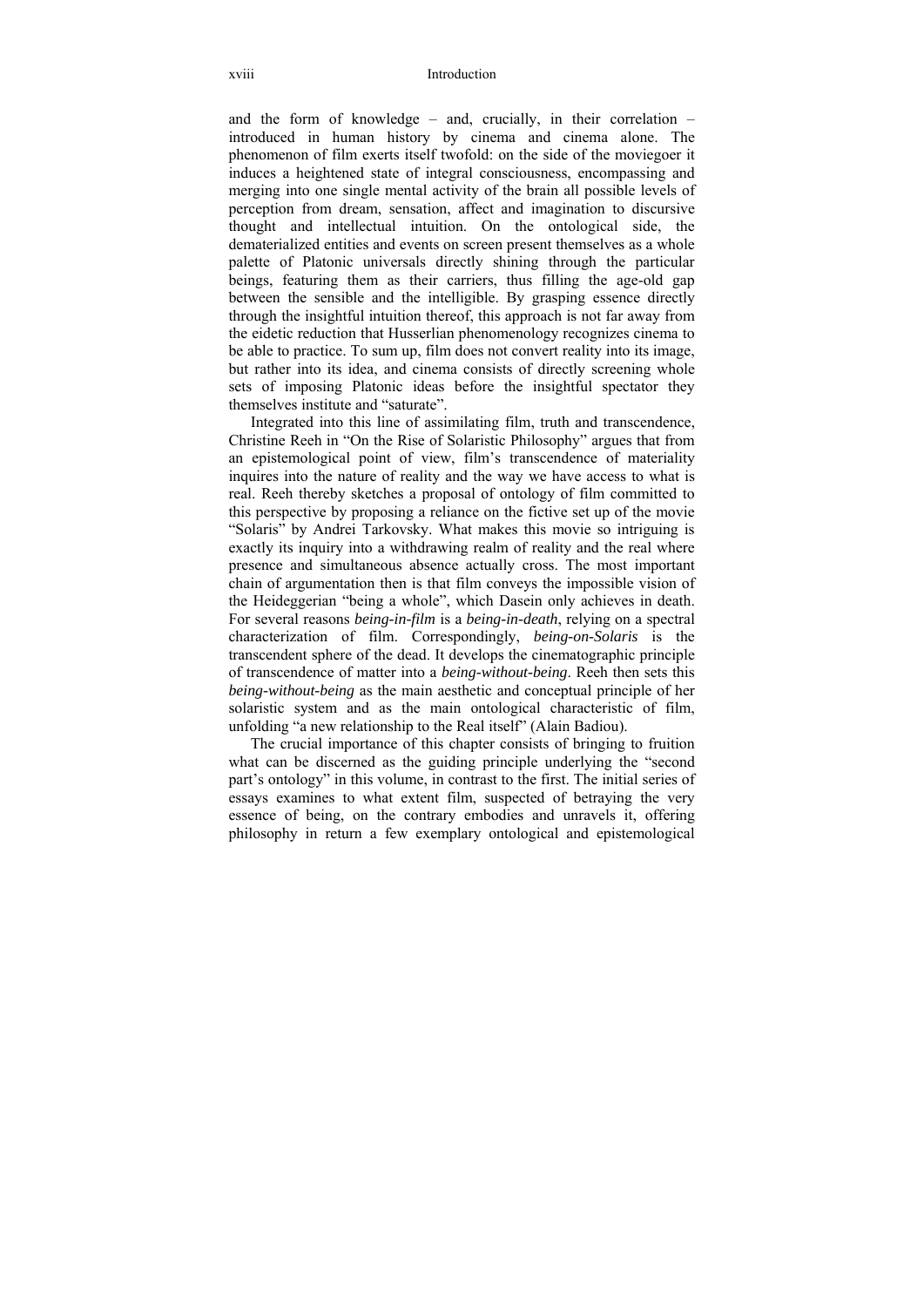and the form of knowledge – and, crucially, in their correlation – introduced in human history by cinema and cinema alone. The phenomenon of film exerts itself twofold: on the side of the moviegoer it induces a heightened state of integral consciousness, encompassing and merging into one single mental activity of the brain all possible levels of perception from dream, sensation, affect and imagination to discursive thought and intellectual intuition. On the ontological side, the dematerialized entities and events on screen present themselves as a whole palette of Platonic universals directly shining through the particular beings, featuring them as their carriers, thus filling the age-old gap between the sensible and the intelligible. By grasping essence directly through the insightful intuition thereof, this approach is not far away from the eidetic reduction that Husserlian phenomenology recognizes cinema to be able to practice. To sum up, film does not convert reality into its image, but rather into its idea, and cinema consists of directly screening whole sets of imposing Platonic ideas before the insightful spectator they themselves institute and "saturate".

Integrated into this line of assimilating film, truth and transcendence, Christine Reeh in "On the Rise of Solaristic Philosophy" argues that from an epistemological point of view, film's transcendence of materiality inquires into the nature of reality and the way we have access to what is real. Reeh thereby sketches a proposal of ontology of film committed to this perspective by proposing a reliance on the fictive set up of the movie "Solaris" by Andrei Tarkovsky. What makes this movie so intriguing is exactly its inquiry into a withdrawing realm of reality and the real where presence and simultaneous absence actually cross. The most important chain of argumentation then is that film conveys the impossible vision of the Heideggerian "being a whole", which Dasein only achieves in death. For several reasons *being-in-film* is a *being-in-death*, relying on a spectral characterization of film. Correspondingly, *being-on-Solaris* is the transcendent sphere of the dead. It develops the cinematographic principle of transcendence of matter into a *being-without-being*. Reeh then sets this *being-without-being* as the main aesthetic and conceptual principle of her solaristic system and as the main ontological characteristic of film, unfolding "a new relationship to the Real itself" (Alain Badiou).

The crucial importance of this chapter consists of bringing to fruition what can be discerned as the guiding principle underlying the "second part's ontology" in this volume, in contrast to the first. The initial series of essays examines to what extent film, suspected of betraying the very essence of being, on the contrary embodies and unravels it, offering philosophy in return a few exemplary ontological and epistemological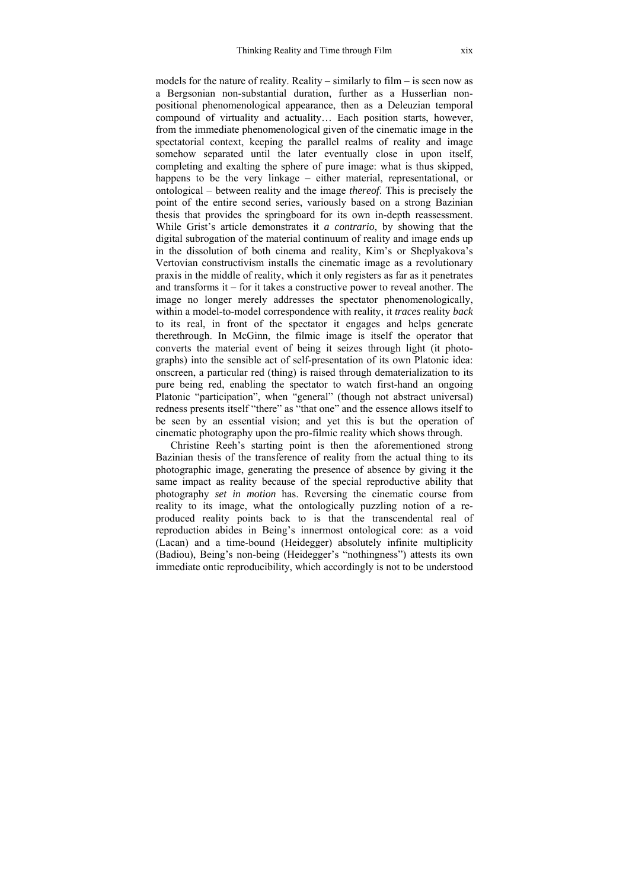models for the nature of reality. Reality – similarly to film – is seen now as a Bergsonian non-substantial duration, further as a Husserlian non-positional phenomenological appearance, then as a Deleuzian temporal compound of virtuality and actuality… Each position starts, however, from the immediate phenomenological given of the cinematic image in the spectatorial context, keeping the parallel realms of reality and image somehow separated until the later eventually close in upon itself, completing and exalting the sphere of pure image: what is thus skipped, happens to be the very linkage – either material, representational, or ontological – between reality and the image *thereof*. This is precisely the point of the entire second series, variously based on a strong Bazinian thesis that provides the springboard for its own in-depth reassessment. While Grist's article demonstrates it *a contrario*, by showing that the digital subrogation of the material continuum of reality and image ends up in the dissolution of both cinema and reality, Kim's or Sheplyakova's Vertovian constructivism installs the cinematic image as a revolutionary praxis in the middle of reality, which it only registers as far as it penetrates and transforms it – for it takes a constructive power to reveal another. The image no longer merely addresses the spectator phenomenologically, within a model-to-model correspondence with reality, it *traces* reality *back* to its real, in front of the spectator it engages and helps generate therethrough. In McGinn, the filmic image is itself the operator that converts the material event of being it seizes through light (it photographs) into the sensible act of self-presentation of its own Platonic idea: onscreen, a particular red (thing) is raised through dematerialization to its pure being red, enabling the spectator to watch first-hand an ongoing Platonic "participation", when "general" (though not abstract universal) redness presents itself "there" as "that one" and the essence allows itself to be seen by an essential vision; and yet this is but the operation of cinematic photography upon the pro-filmic reality which shows through.

Christine Reeh's starting point is then the aforementioned strong Bazinian thesis of the transference of reality from the actual thing to its photographic image, generating the presence of absence by giving it the same impact as reality because of the special reproductive ability that photography *set in motion* has. Reversing the cinematic course from reality to its image, what the ontologically puzzling notion of a re-produced reality points back to is that the transcendental real of reproduction abides in Being's innermost ontological core: as a void (Lacan) and a time-bound (Heidegger) absolutely infinite multiplicity (Badiou), Being's non-being (Heidegger's "nothingness") attests its own immediate ontic reproducibility, which accordingly is not to be understood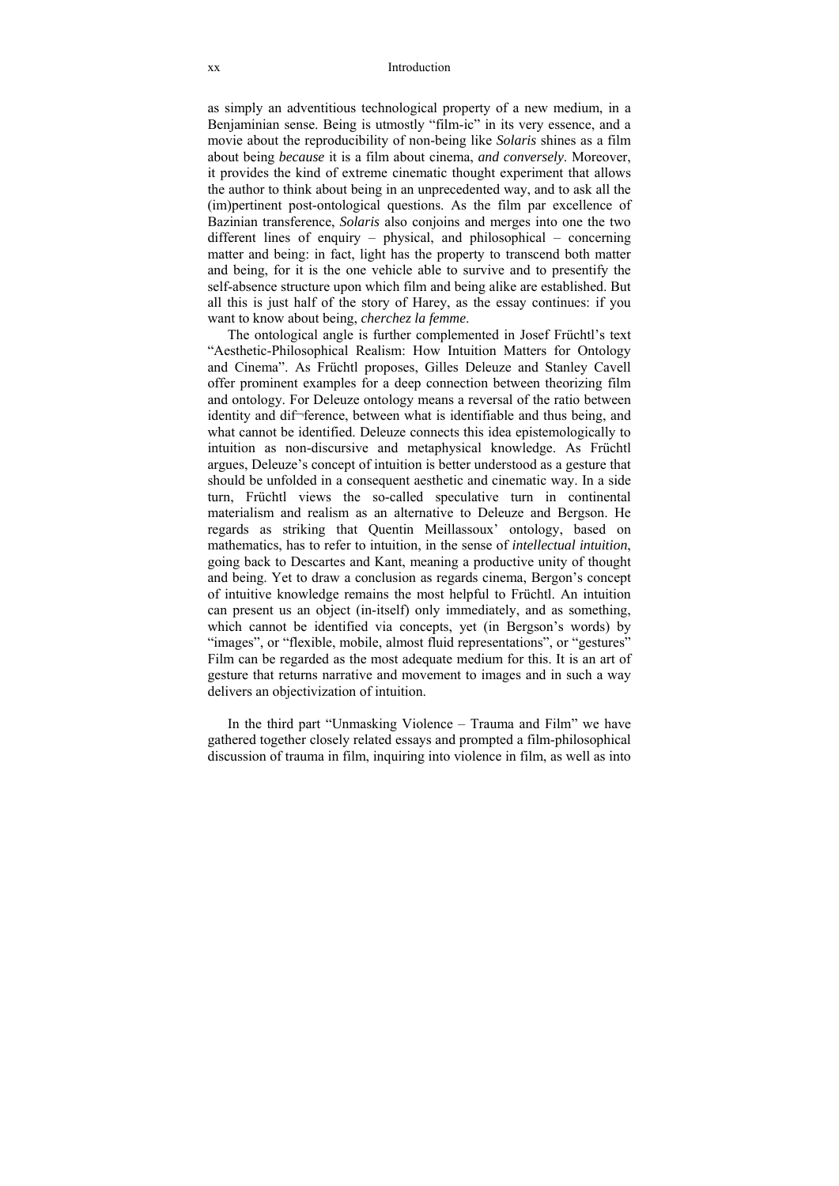as simply an adventitious technological property of a new medium, in a Benjaminian sense. Being is utmostly "film-ic" in its very essence, and a movie about the reproducibility of non-being like *Solaris* shines as a film about being *because* it is a film about cinema, *and conversely*. Moreover, it provides the kind of extreme cinematic thought experiment that allows the author to think about being in an unprecedented way, and to ask all the (im)pertinent post-ontological questions. As the film par excellence of Bazinian transference, *Solaris* also conjoins and merges into one the two different lines of enquiry – physical, and philosophical – concerning matter and being: in fact, light has the property to transcend both matter and being, for it is the one vehicle able to survive and to presentify the self-absence structure upon which film and being alike are established. But all this is just half of the story of Harey, as the essay continues: if you want to know about being, *cherchez la femme*.

The ontological angle is further complemented in Josef Früchtl's text "Aesthetic-Philosophical Realism: How Intuition Matters for Ontology and Cinema". As Früchtl proposes, Gilles Deleuze and Stanley Cavell offer prominent examples for a deep connection between theorizing film and ontology. For Deleuze ontology means a reversal of the ratio between identity and dif¬ference, between what is identifiable and thus being, and what cannot be identified. Deleuze connects this idea epistemologically to intuition as non-discursive and metaphysical knowledge. As Früchtl argues, Deleuze's concept of intuition is better understood as a gesture that should be unfolded in a consequent aesthetic and cinematic way. In a side turn, Früchtl views the so-called speculative turn in continental materialism and realism as an alternative to Deleuze and Bergson. He regards as striking that Quentin Meillassoux' ontology, based on mathematics, has to refer to intuition, in the sense of *intellectual intuition*, going back to Descartes and Kant, meaning a productive unity of thought and being. Yet to draw a conclusion as regards cinema, Bergon's concept of intuitive knowledge remains the most helpful to Früchtl. An intuition can present us an object (in-itself) only immediately, and as something, which cannot be identified via concepts, yet (in Bergson's words) by "images", or "flexible, mobile, almost fluid representations", or "gestures" Film can be regarded as the most adequate medium for this. It is an art of gesture that returns narrative and movement to images and in such a way delivers an objectivization of intuition.

In the third part "Unmasking Violence – Trauma and Film" we have gathered together closely related essays and prompted a film-philosophical discussion of trauma in film, inquiring into violence in film, as well as into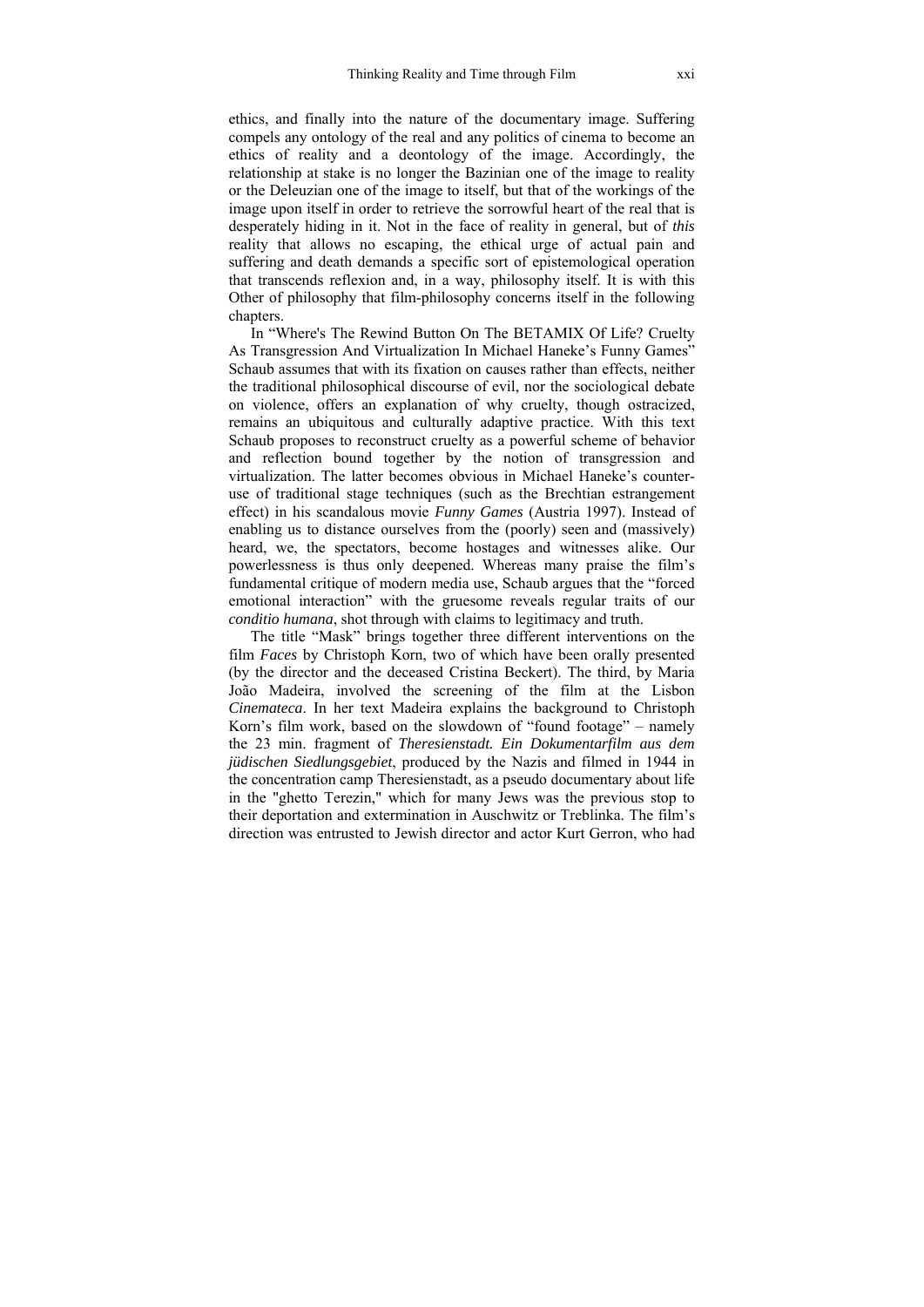ethics, and finally into the nature of the documentary image. Suffering compels any ontology of the real and any politics of cinema to become an ethics of reality and a deontology of the image. Accordingly, the relationship at stake is no longer the Bazinian one of the image to reality or the Deleuzian one of the image to itself, but that of the workings of the image upon itself in order to retrieve the sorrowful heart of the real that is desperately hiding in it. Not in the face of reality in general, but of *this* reality that allows no escaping, the ethical urge of actual pain and suffering and death demands a specific sort of epistemological operation that transcends reflexion and, in a way, philosophy itself. It is with this Other of philosophy that film-philosophy concerns itself in the following chapters.

In "Where's The Rewind Button On The BETAMIX Of Life? Cruelty As Transgression And Virtualization In Michael Haneke's Funny Games" Schaub assumes that with its fixation on causes rather than effects, neither the traditional philosophical discourse of evil, nor the sociological debate on violence, offers an explanation of why cruelty, though ostracized, remains an ubiquitous and culturally adaptive practice. With this text Schaub proposes to reconstruct cruelty as a powerful scheme of behavior and reflection bound together by the notion of transgression and virtualization. The latter becomes obvious in Michael Haneke's counter-use of traditional stage techniques (such as the Brechtian estrangement effect) in his scandalous movie *Funny Games* (Austria 1997). Instead of enabling us to distance ourselves from the (poorly) seen and (massively) heard, we, the spectators, become hostages and witnesses alike. Our powerlessness is thus only deepened. Whereas many praise the film's fundamental critique of modern media use, Schaub argues that the "forced emotional interaction" with the gruesome reveals regular traits of our *conditio humana*, shot through with claims to legitimacy and truth.

The title "Mask" brings together three different interventions on the film *Faces* by Christoph Korn, two of which have been orally presented (by the director and the deceased Cristina Beckert). The third, by Maria João Madeira, involved the screening of the film at the Lisbon *Cinemateca*. In her text Madeira explains the background to Christoph Korn's film work, based on the slowdown of "found footage" – namely the 23 min. fragment of *Theresienstadt. Ein Dokumentarfilm aus dem jüdischen Siedlungsgebiet*, produced by the Nazis and filmed in 1944 in the concentration camp Theresienstadt, as a pseudo documentary about life in the "ghetto Terezin," which for many Jews was the previous stop to their deportation and extermination in Auschwitz or Treblinka. The film's direction was entrusted to Jewish director and actor Kurt Gerron, who had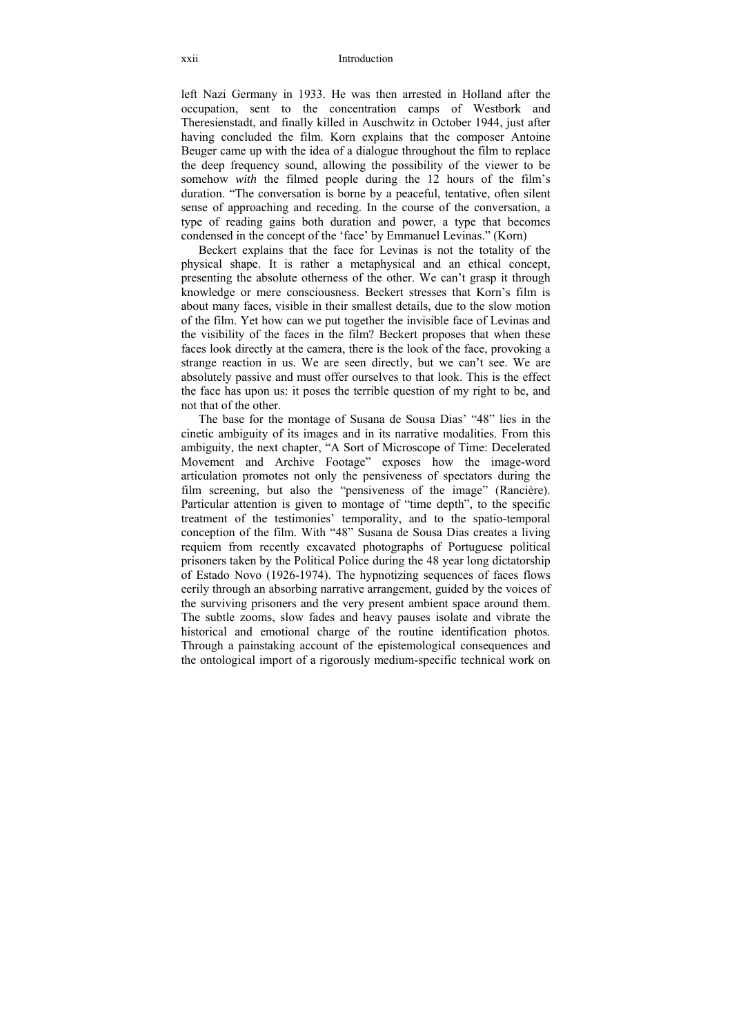left Nazi Germany in 1933. He was then arrested in Holland after the occupation, sent to the concentration camps of Westbork and Theresienstadt, and finally killed in Auschwitz in October 1944, just after having concluded the film. Korn explains that the composer Antoine Beuger came up with the idea of a dialogue throughout the film to replace the deep frequency sound, allowing the possibility of the viewer to be somehow *with* the filmed people during the 12 hours of the film's duration. "The conversation is borne by a peaceful, tentative, often silent sense of approaching and receding. In the course of the conversation, a type of reading gains both duration and power, a type that becomes condensed in the concept of the 'face' by Emmanuel Levinas." (Korn)

Beckert explains that the face for Levinas is not the totality of the physical shape. It is rather a metaphysical and an ethical concept, presenting the absolute otherness of the other. We can't grasp it through knowledge or mere consciousness. Beckert stresses that Korn's film is about many faces, visible in their smallest details, due to the slow motion of the film. Yet how can we put together the invisible face of Levinas and the visibility of the faces in the film? Beckert proposes that when these faces look directly at the camera, there is the look of the face, provoking a strange reaction in us. We are seen directly, but we can't see. We are absolutely passive and must offer ourselves to that look. This is the effect the face has upon us: it poses the terrible question of my right to be, and not that of the other.

The base for the montage of Susana de Sousa Dias' "48" lies in the cinetic ambiguity of its images and in its narrative modalities. From this ambiguity, the next chapter, "A Sort of Microscope of Time: Decelerated Movement and Archive Footage" exposes how the image-word articulation promotes not only the pensiveness of spectators during the film screening, but also the "pensiveness of the image" (Rancière). Particular attention is given to montage of "time depth", to the specific treatment of the testimonies' temporality, and to the spatio-temporal conception of the film. With "48" Susana de Sousa Dias creates a living requiem from recently excavated photographs of Portuguese political prisoners taken by the Political Police during the 48 year long dictatorship of Estado Novo (1926-1974). The hypnotizing sequences of faces flows eerily through an absorbing narrative arrangement, guided by the voices of the surviving prisoners and the very present ambient space around them. The subtle zooms, slow fades and heavy pauses isolate and vibrate the historical and emotional charge of the routine identification photos. Through a painstaking account of the epistemological consequences and the ontological import of a rigorously medium-specific technical work on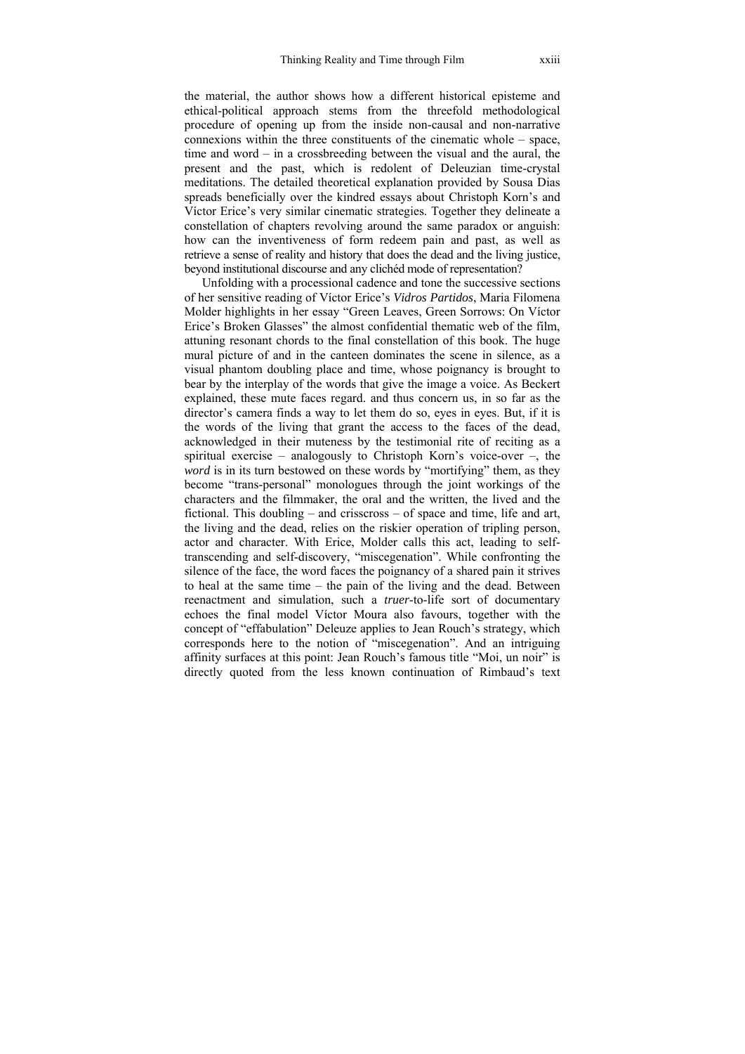the material, the author shows how a different historical episteme and ethical-political approach stems from the threefold methodological procedure of opening up from the inside non-causal and non-narrative connexions within the three constituents of the cinematic whole – space, time and word – in a crossbreeding between the visual and the aural, the present and the past, which is redolent of Deleuzian time-crystal meditations. The detailed theoretical explanation provided by Sousa Dias spreads beneficially over the kindred essays about Christoph Korn's and Víctor Erice's very similar cinematic strategies. Together they delineate a constellation of chapters revolving around the same paradox or anguish: how can the inventiveness of form redeem pain and past, as well as retrieve a sense of reality and history that does the dead and the living justice, beyond institutional discourse and any clichéd mode of representation?

Unfolding with a processional cadence and tone the successive sections of her sensitive reading of Víctor Erice's *Vidros Partidos*, Maria Filomena Molder highlights in her essay "Green Leaves, Green Sorrows: On Víctor Erice's Broken Glasses" the almost confidential thematic web of the film, attuning resonant chords to the final constellation of this book. The huge mural picture of and in the canteen dominates the scene in silence, as a visual phantom doubling place and time, whose poignancy is brought to bear by the interplay of the words that give the image a voice. As Beckert explained, these mute faces regard. and thus concern us, in so far as the director's camera finds a way to let them do so, eyes in eyes. But, if it is the words of the living that grant the access to the faces of the dead, acknowledged in their muteness by the testimonial rite of reciting as a spiritual exercise – analogously to Christoph Korn's voice-over –, the *word* is in its turn bestowed on these words by "mortifying" them, as they become "trans-personal" monologues through the joint workings of the characters and the filmmaker, the oral and the written, the lived and the fictional. This doubling – and crisscross – of space and time, life and art, the living and the dead, relies on the riskier operation of tripling person, actor and character. With Erice, Molder calls this act, leading to self-transcending and self-discovery, "miscegenation". While confronting the silence of the face, the word faces the poignancy of a shared pain it strives to heal at the same time – the pain of the living and the dead. Between reenactment and simulation, such a *truer*-to-life sort of documentary echoes the final model Víctor Moura also favours, together with the concept of "effabulation" Deleuze applies to Jean Rouch's strategy, which corresponds here to the notion of "miscegenation". And an intriguing affinity surfaces at this point: Jean Rouch's famous title "Moi, un noir" is directly quoted from the less known continuation of Rimbaud's text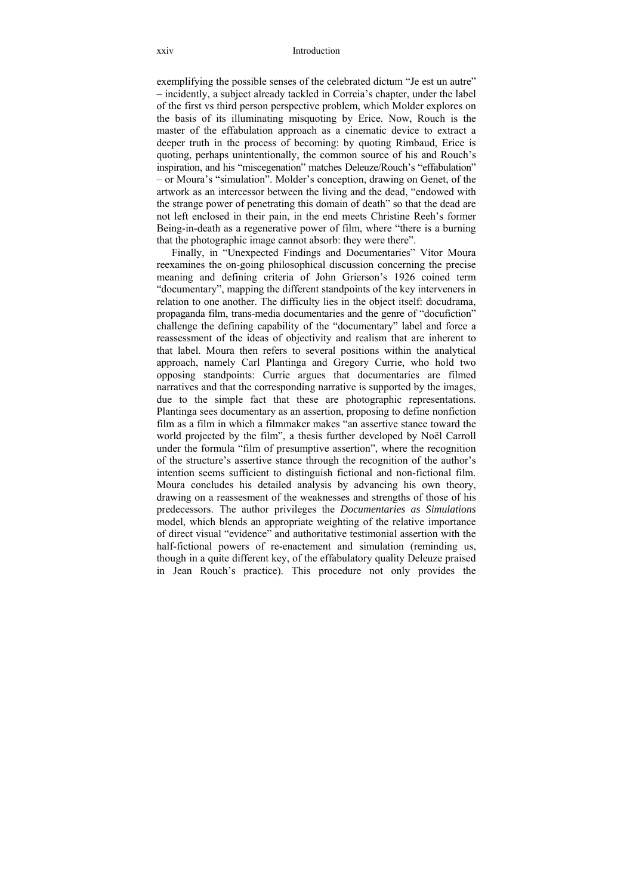exemplifying the possible senses of the celebrated dictum "Je est un autre" – incidently, a subject already tackled in Correia's chapter, under the label of the first vs third person perspective problem, which Molder explores on the basis of its illuminating misquoting by Erice. Now, Rouch is the master of the effabulation approach as a cinematic device to extract a deeper truth in the process of becoming: by quoting Rimbaud, Erice is quoting, perhaps unintentionally, the common source of his and Rouch's inspiration, and his "miscegenation" matches Deleuze/Rouch's "effabulation" – or Moura's "simulation". Molder's conception, drawing on Genet, of the artwork as an intercessor between the living and the dead, "endowed with the strange power of penetrating this domain of death" so that the dead are not left enclosed in their pain, in the end meets Christine Reeh's former Being-in-death as a regenerative power of film, where "there is a burning that the photographic image cannot absorb: they were there".

Finally, in "Unexpected Findings and Documentaries" Vítor Moura reexamines the on-going philosophical discussion concerning the precise meaning and defining criteria of John Grierson's 1926 coined term "documentary", mapping the different standpoints of the key interveners in relation to one another. The difficulty lies in the object itself: docudrama, propaganda film, trans-media documentaries and the genre of "docufiction" challenge the defining capability of the "documentary" label and force a reassessment of the ideas of objectivity and realism that are inherent to that label. Moura then refers to several positions within the analytical approach, namely Carl Plantinga and Gregory Currie, who hold two opposing standpoints: Currie argues that documentaries are filmed narratives and that the corresponding narrative is supported by the images, due to the simple fact that these are photographic representations. Plantinga sees documentary as an assertion, proposing to define nonfiction film as a film in which a filmmaker makes "an assertive stance toward the world projected by the film", a thesis further developed by Noël Carroll under the formula "film of presumptive assertion", where the recognition of the structure's assertive stance through the recognition of the author's intention seems sufficient to distinguish fictional and non-fictional film. Moura concludes his detailed analysis by advancing his own theory, drawing on a reassesment of the weaknesses and strengths of those of his predecessors. The author privileges the *Documentaries as Simulations* model, which blends an appropriate weighting of the relative importance of direct visual "evidence" and authoritative testimonial assertion with the half-fictional powers of re-enactement and simulation (reminding us, though in a quite different key, of the effabulatory quality Deleuze praised in Jean Rouch's practice). This procedure not only provides the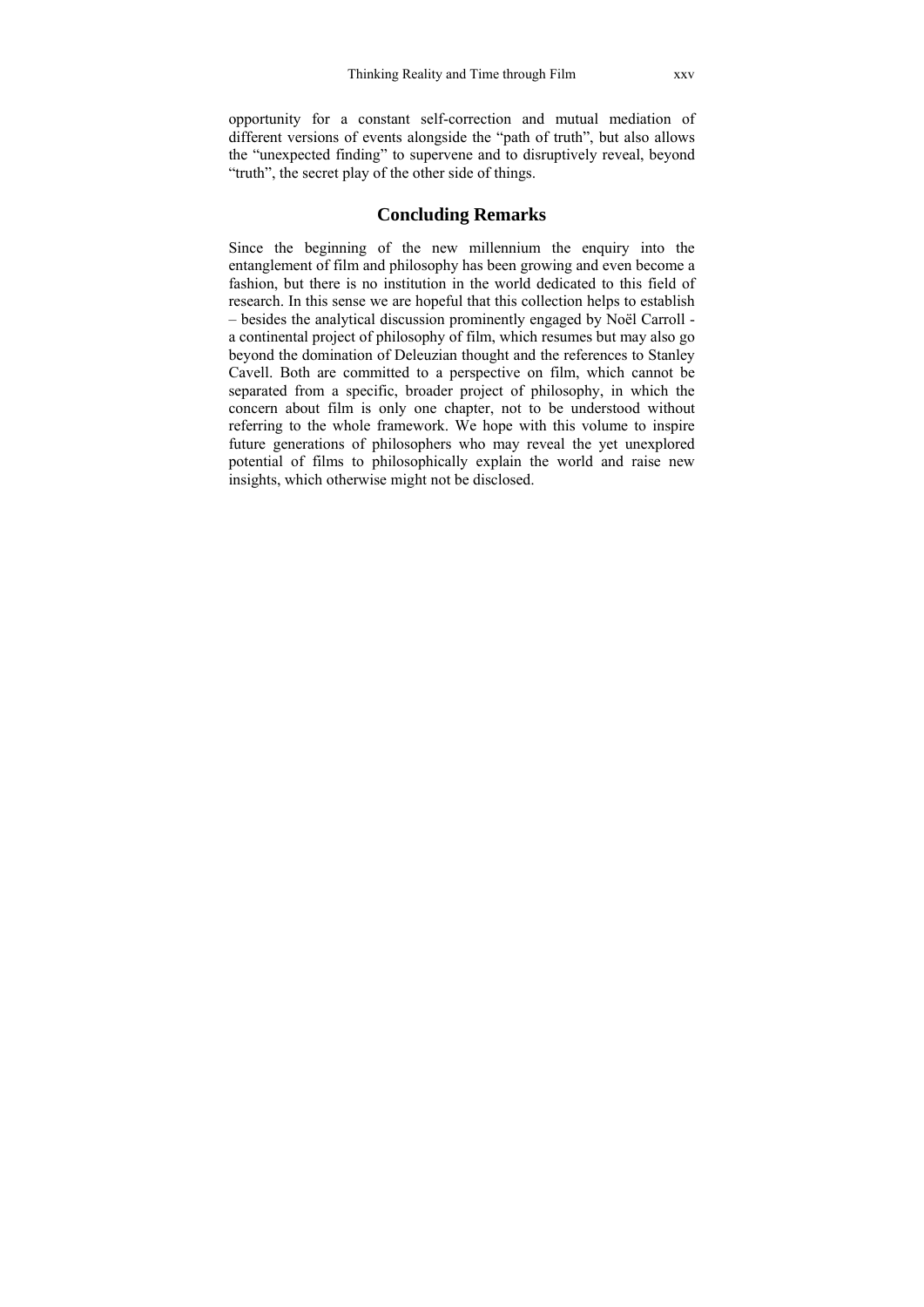opportunity for a constant self-correction and mutual mediation of different versions of events alongside the "path of truth", but also allows the "unexpected finding" to supervene and to disruptively reveal, beyond "truth", the secret play of the other side of things.

## Concluding Remarks

Since the beginning of the new millennium the enquiry into the entanglement of film and philosophy has been growing and even become a fashion, but there is no institution in the world dedicated to this field of research. In this sense we are hopeful that this collection helps to establish – besides the analytical discussion prominently engaged by Noël Carroll - a continental project of philosophy of film, which resumes but may also go beyond the domination of Deleuzian thought and the references to Stanley Cavell. Both are committed to a perspective on film, which cannot be separated from a specific, broader project of philosophy, in which the concern about film is only one chapter, not to be understood without referring to the whole framework. We hope with this volume to inspire future generations of philosophers who may reveal the yet unexplored potential of films to philosophically explain the world and raise new insights, which otherwise might not be disclosed.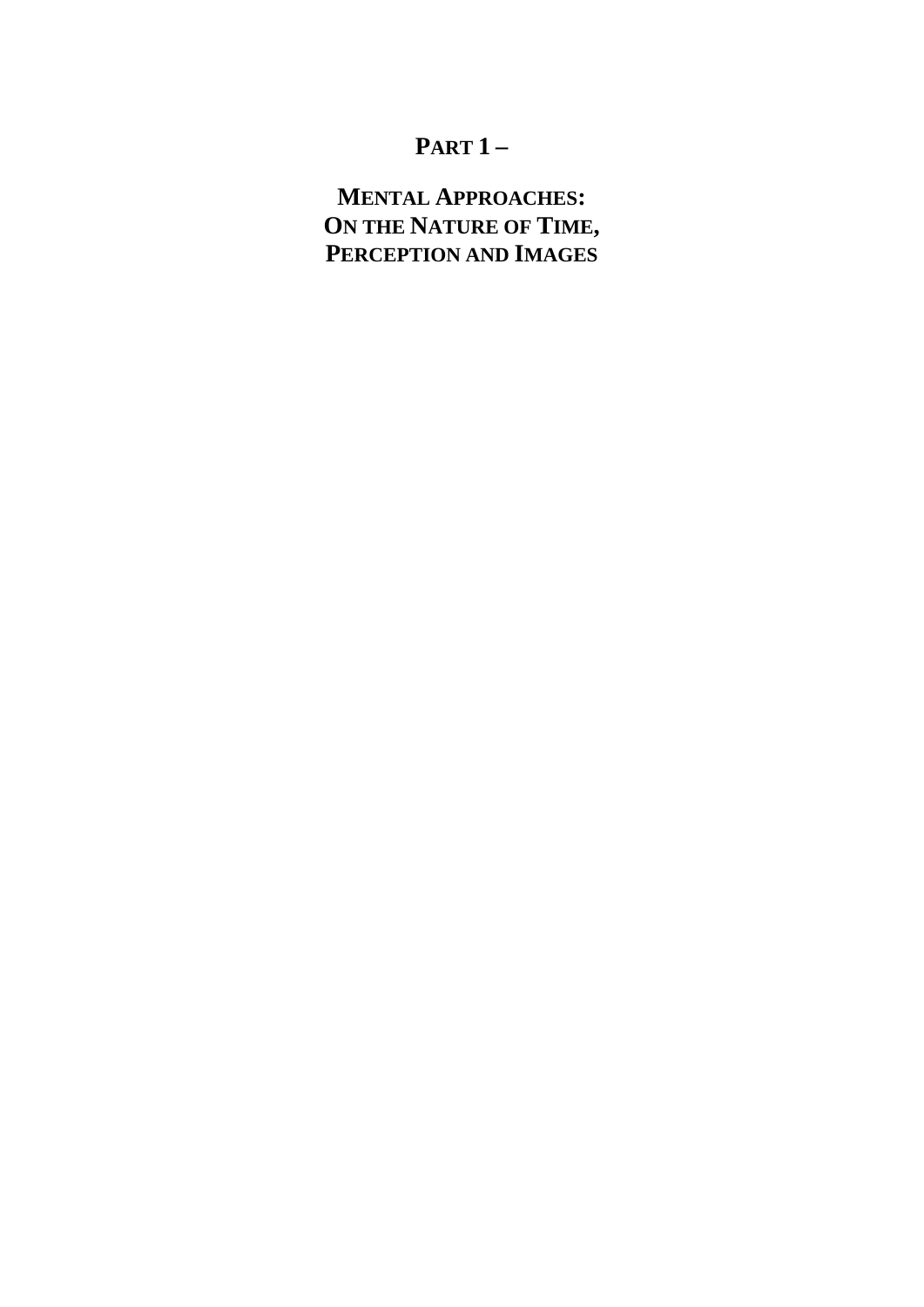# PART 1 –

# MENTAL APPROACHES: ON THE NATURE OF TIME, PERCEPTION AND IMAGES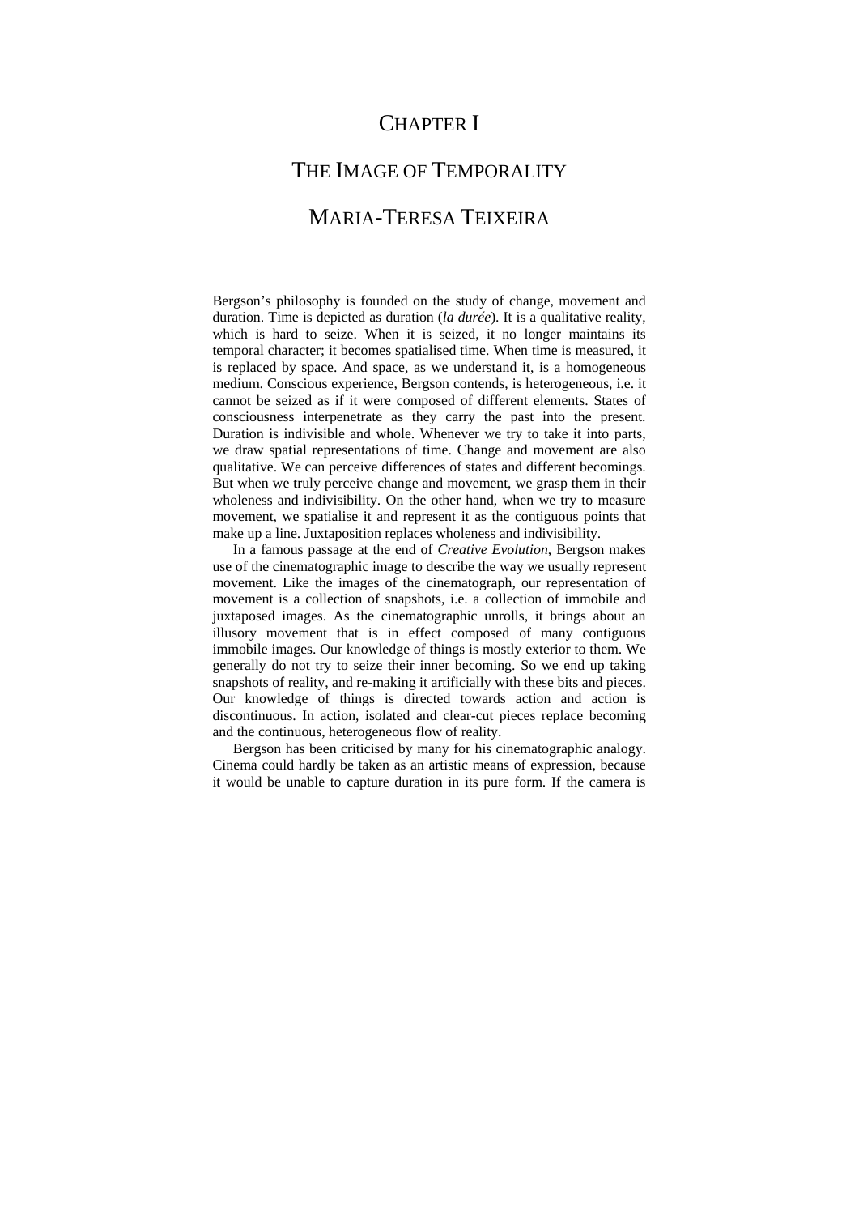# CHAPTER I

# THE IMAGE OF TEMPORALITY

## MARIA-TERESA TEIXEIRA

Bergson's philosophy is founded on the study of change, movement and duration. Time is depicted as duration (*la durée*). It is a qualitative reality, which is hard to seize. When it is seized, it no longer maintains its temporal character; it becomes spatialised time. When time is measured, it is replaced by space. And space, as we understand it, is a homogeneous medium. Conscious experience, Bergson contends, is heterogeneous, i.e. it cannot be seized as if it were composed of different elements. States of consciousness interpenetrate as they carry the past into the present. Duration is indivisible and whole. Whenever we try to take it into parts, we draw spatial representations of time. Change and movement are also qualitative. We can perceive differences of states and different becomings. But when we truly perceive change and movement, we grasp them in their wholeness and indivisibility. On the other hand, when we try to measure movement, we spatialise it and represent it as the contiguous points that make up a line. Juxtaposition replaces wholeness and indivisibility.

In a famous passage at the end of *Creative Evolution*, Bergson makes use of the cinematographic image to describe the way we usually represent movement. Like the images of the cinematograph, our representation of movement is a collection of snapshots, i.e. a collection of immobile and juxtaposed images. As the cinematographic unrolls, it brings about an illusory movement that is in effect composed of many contiguous immobile images. Our knowledge of things is mostly exterior to them. We generally do not try to seize their inner becoming. So we end up taking snapshots of reality, and re-making it artificially with these bits and pieces. Our knowledge of things is directed towards action and action is discontinuous. In action, isolated and clear-cut pieces replace becoming and the continuous, heterogeneous flow of reality.

Bergson has been criticised by many for his cinematographic analogy. Cinema could hardly be taken as an artistic means of expression, because it would be unable to capture duration in its pure form. If the camera is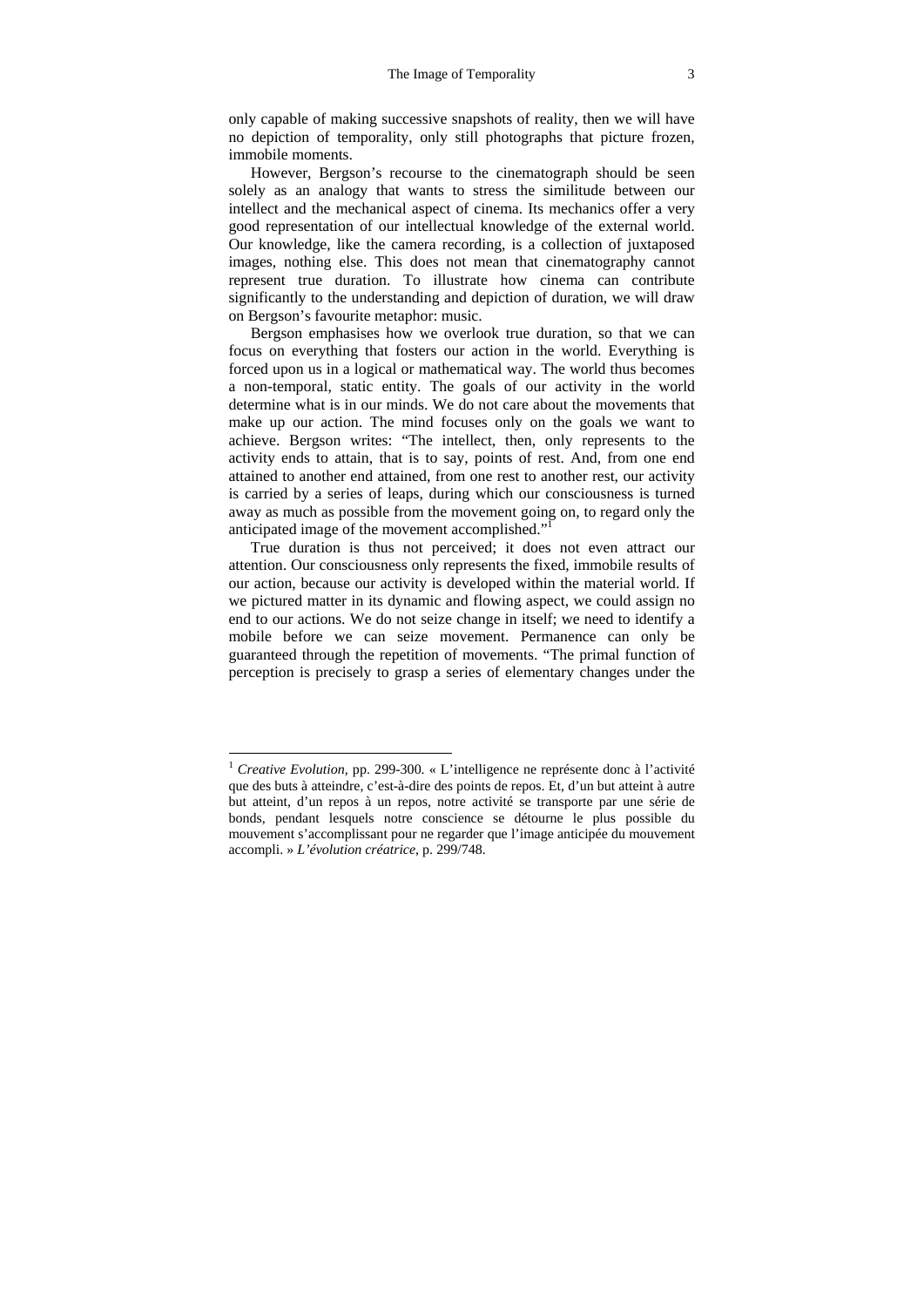only capable of making successive snapshots of reality, then we will have no depiction of temporality, only still photographs that picture frozen, immobile moments.

However, Bergson's recourse to the cinematograph should be seen solely as an analogy that wants to stress the similitude between our intellect and the mechanical aspect of cinema. Its mechanics offer a very good representation of our intellectual knowledge of the external world. Our knowledge, like the camera recording, is a collection of juxtaposed images, nothing else. This does not mean that cinematography cannot represent true duration. To illustrate how cinema can contribute significantly to the understanding and depiction of duration, we will draw on Bergson's favourite metaphor: music.

Bergson emphasises how we overlook true duration, so that we can focus on everything that fosters our action in the world. Everything is forced upon us in a logical or mathematical way. The world thus becomes a non-temporal, static entity. The goals of our activity in the world determine what is in our minds. We do not care about the movements that make up our action. The mind focuses only on the goals we want to achieve. Bergson writes: "The intellect, then, only represents to the activity ends to attain, that is to say, points of rest. And, from one end attained to another end attained, from one rest to another rest, our activity is carried by a series of leaps, during which our consciousness is turned away as much as possible from the movement going on, to regard only the anticipated image of the movement accomplished."[1]

True duration is thus not perceived; it does not even attract our attention. Our consciousness only represents the fixed, immobile results of our action, because our activity is developed within the material world. If we pictured matter in its dynamic and flowing aspect, we could assign no end to our actions. We do not seize change in itself; we need to identify a mobile before we can seize movement. Permanence can only be guaranteed through the repetition of movements. "The primal function of perception is precisely to grasp a series of elementary changes under the

---

[1] *Creative Evolution*, pp. 299-300. « L'intelligence ne représente donc à l'activité que des buts à atteindre, c'est-à-dire des points de repos. Et, d'un but atteint à autre but atteint, d'un repos à un repos, notre activité se transporte par une série de bonds, pendant lesquels notre conscience se détourne le plus possible du mouvement s'accomplissant pour ne regarder que l'image anticipée du mouvement accompli. » *L'évolution créatrice*, p. 299/748.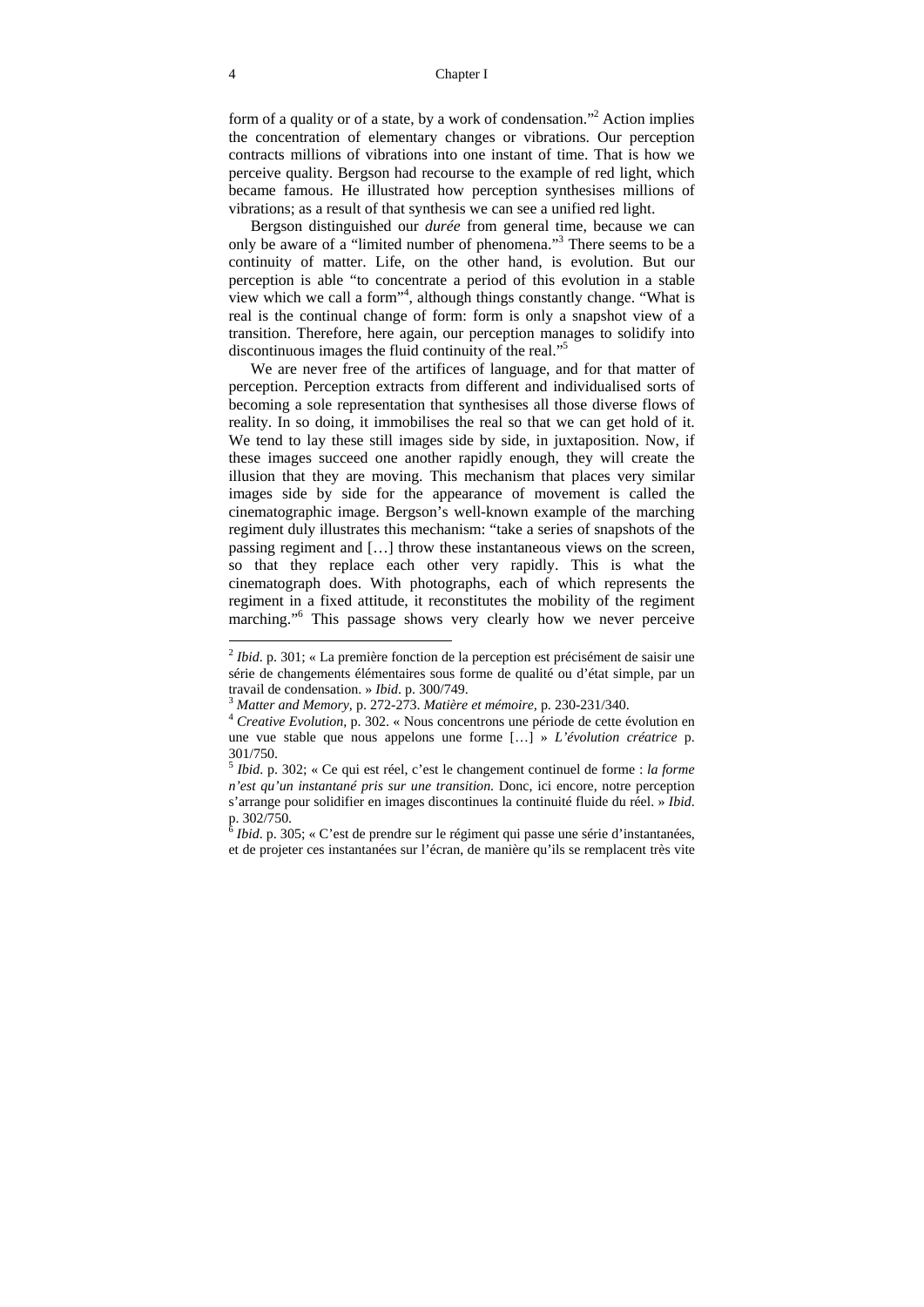form of a quality or of a state, by a work of condensation."[2] Action implies the concentration of elementary changes or vibrations. Our perception contracts millions of vibrations into one instant of time. That is how we perceive quality. Bergson had recourse to the example of red light, which became famous. He illustrated how perception synthesises millions of vibrations; as a result of that synthesis we can see a unified red light.

Bergson distinguished our *durée* from general time, because we can only be aware of a "limited number of phenomena."[3] There seems to be a continuity of matter. Life, on the other hand, is evolution. But our perception is able "to concentrate a period of this evolution in a stable view which we call a form"[4], although things constantly change. "What is real is the continual change of form: form is only a snapshot view of a transition. Therefore, here again, our perception manages to solidify into discontinuous images the fluid continuity of the real."[5]

We are never free of the artifices of language, and for that matter of perception. Perception extracts from different and individualised sorts of becoming a sole representation that synthesises all those diverse flows of reality. In so doing, it immobilises the real so that we can get hold of it. We tend to lay these still images side by side, in juxtaposition. Now, if these images succeed one another rapidly enough, they will create the illusion that they are moving. This mechanism that places very similar images side by side for the appearance of movement is called the cinematographic image. Bergson's well-known example of the marching regiment duly illustrates this mechanism: "take a series of snapshots of the passing regiment and […] throw these instantaneous views on the screen, so that they replace each other very rapidly. This is what the cinematograph does. With photographs, each of which represents the regiment in a fixed attitude, it reconstitutes the mobility of the regiment marching."[6] This passage shows very clearly how we never perceive

---

[2] *Ibid*. p. 301; « La première fonction de la perception est précisément de saisir une série de changements élémentaires sous forme de qualité ou d'état simple, par un travail de condensation. » *Ibid*. p. 300/749.

[3] *Matter and Memory*, p. 272-273. *Matière et mémoire*, p. 230-231/340.

[4] *Creative Evolution*, p. 302. « Nous concentrons une période de cette évolution en une vue stable que nous appelons une forme […] » *L'évolution créatrice* p. 301/750.

[5] *Ibid*. p. 302; « Ce qui est réel, c'est le changement continuel de forme : *la forme n'est qu'un instantané pris sur une transition.* Donc, ici encore, notre perception s'arrange pour solidifier en images discontinues la continuité fluide du réel. » *Ibid*. p. 302/750.

[6] *Ibid*. p. 305; « C'est de prendre sur le régiment qui passe une série d'instantanées, et de projeter ces instantanées sur l'écran, de manière qu'ils se remplacent très vite